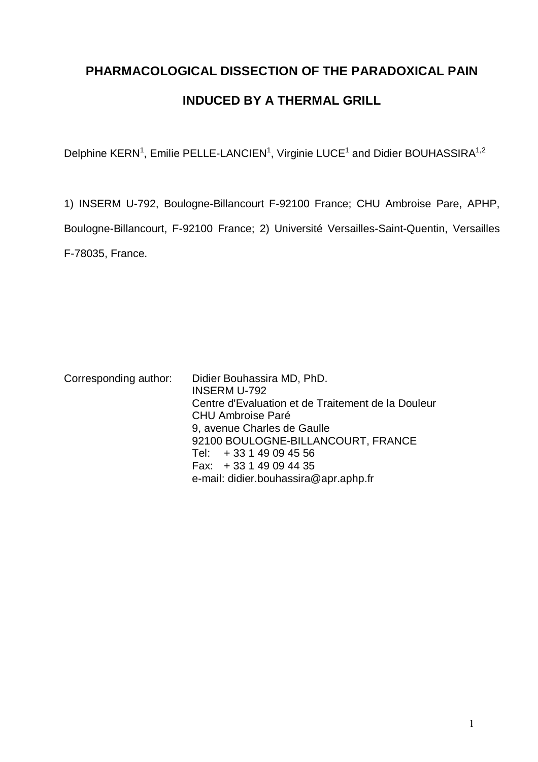# PHARMACOLOGICAL DISSECTION OF THE PARADOXICAL PAIN INDUCED BY A THERMAL GRILL

Delphine KERN[1], Emilie PELLE-LANCIEN[1], Virginie LUCE[1] and Didier BOUHASSIRA[1,2]

1) INSERM U-792, Boulogne-Billancourt F-92100 France; CHU Ambroise Pare, APHP, Boulogne-Billancourt, F-92100 France; 2) Université Versailles-Saint-Quentin, Versailles F-78035, France.

Corresponding author: Didier Bouhassira MD, PhD.
INSERM U-792
Centre d'Evaluation et de Traitement de la Douleur
CHU Ambroise Paré
9, avenue Charles de Gaulle
92100 BOULOGNE-BILLANCOURT, FRANCE
Tel: + 33 1 49 09 45 56
Fax: + 33 1 49 09 44 35
e-mail: didier.bouhassira@apr.aphp.fr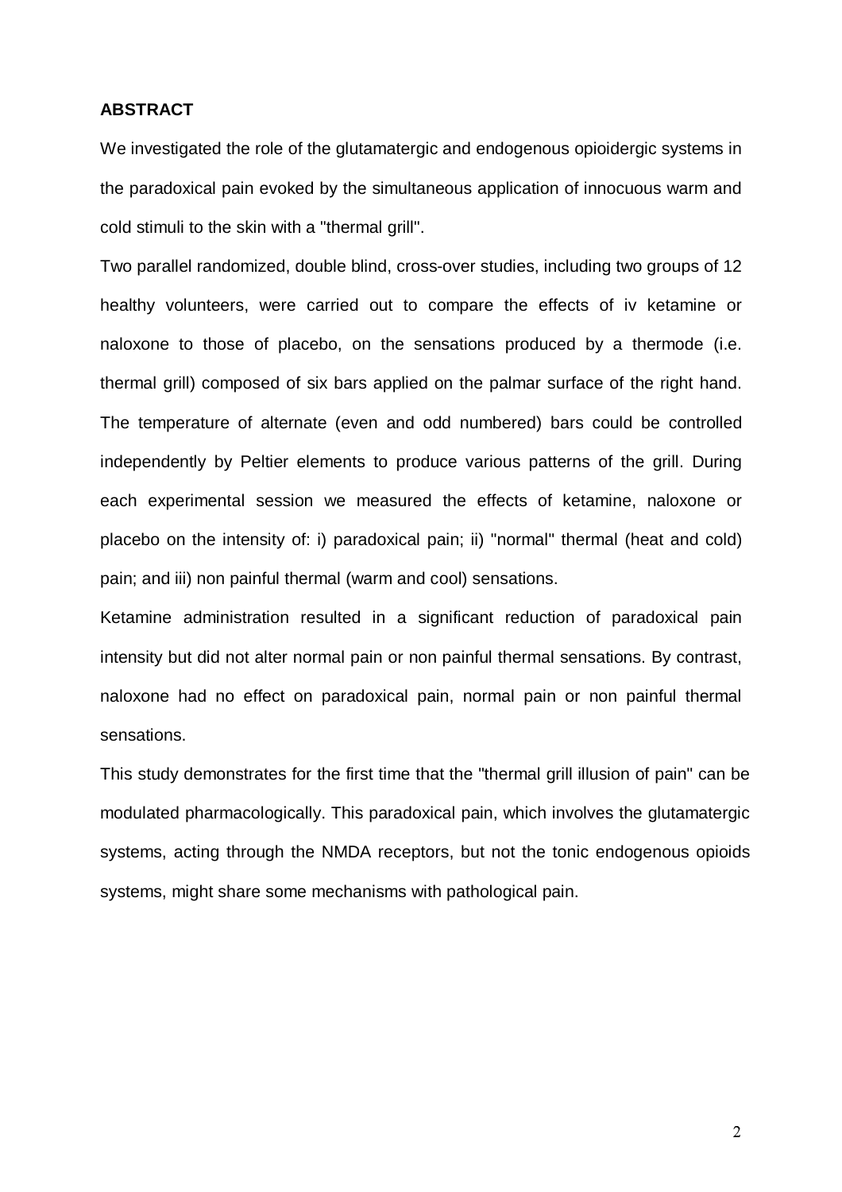**ABSTRACT**

We investigated the role of the glutamatergic and endogenous opioidergic systems in the paradoxical pain evoked by the simultaneous application of innocuous warm and cold stimuli to the skin with a "thermal grill".

Two parallel randomized, double blind, cross-over studies, including two groups of 12 healthy volunteers, were carried out to compare the effects of iv ketamine or naloxone to those of placebo, on the sensations produced by a thermode (i.e. thermal grill) composed of six bars applied on the palmar surface of the right hand. The temperature of alternate (even and odd numbered) bars could be controlled independently by Peltier elements to produce various patterns of the grill. During each experimental session we measured the effects of ketamine, naloxone or placebo on the intensity of: i) paradoxical pain; ii) "normal" thermal (heat and cold) pain; and iii) non painful thermal (warm and cool) sensations.

Ketamine administration resulted in a significant reduction of paradoxical pain intensity but did not alter normal pain or non painful thermal sensations. By contrast, naloxone had no effect on paradoxical pain, normal pain or non painful thermal sensations.

This study demonstrates for the first time that the "thermal grill illusion of pain" can be modulated pharmacologically. This paradoxical pain, which involves the glutamatergic systems, acting through the NMDA receptors, but not the tonic endogenous opioids systems, might share some mechanisms with pathological pain.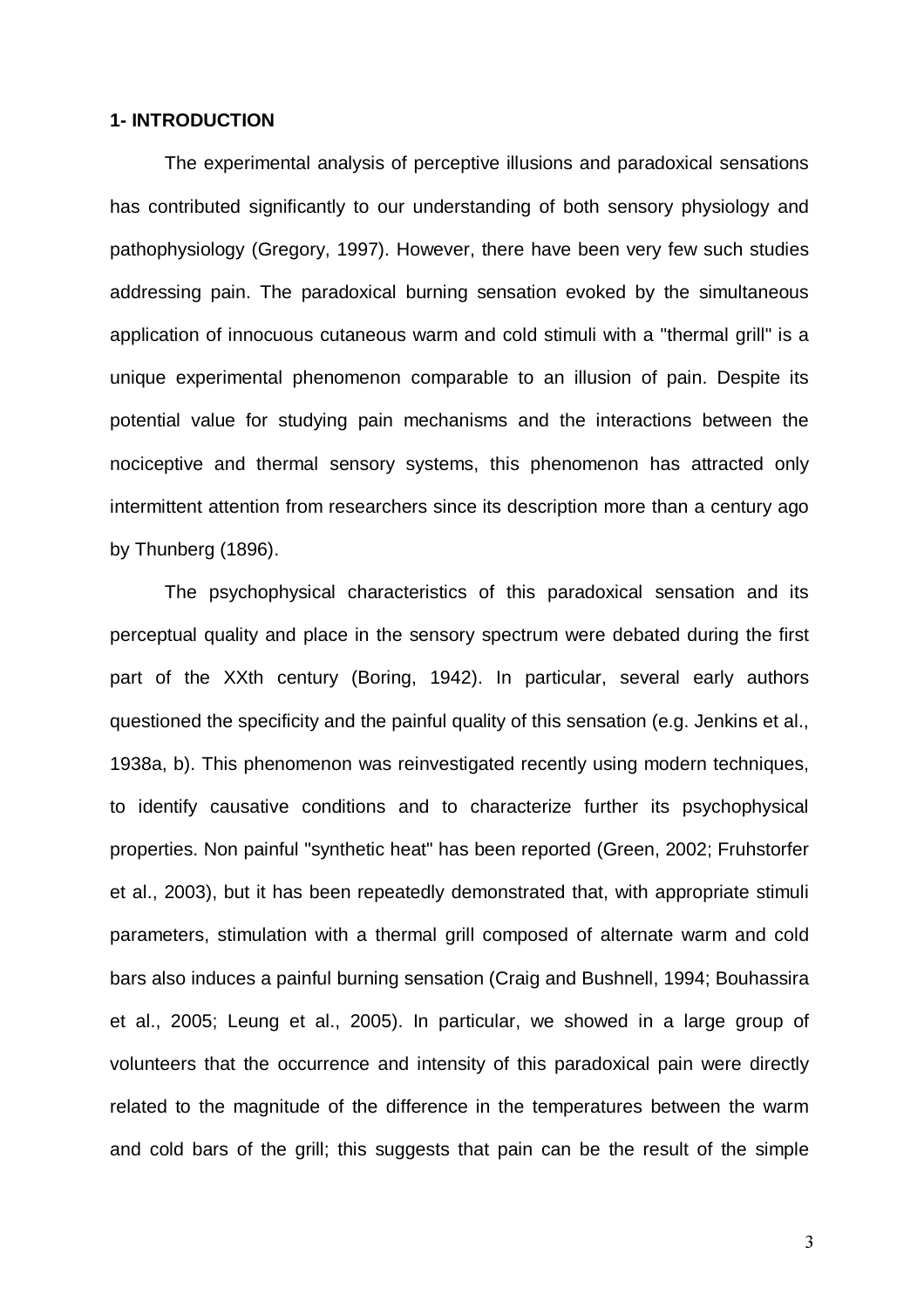## 1- INTRODUCTION

The experimental analysis of perceptive illusions and paradoxical sensations has contributed significantly to our understanding of both sensory physiology and pathophysiology (Gregory, 1997). However, there have been very few such studies addressing pain. The paradoxical burning sensation evoked by the simultaneous application of innocuous cutaneous warm and cold stimuli with a "thermal grill" is a unique experimental phenomenon comparable to an illusion of pain. Despite its potential value for studying pain mechanisms and the interactions between the nociceptive and thermal sensory systems, this phenomenon has attracted only intermittent attention from researchers since its description more than a century ago by Thunberg (1896).

The psychophysical characteristics of this paradoxical sensation and its perceptual quality and place in the sensory spectrum were debated during the first part of the XXth century (Boring, 1942). In particular, several early authors questioned the specificity and the painful quality of this sensation (e.g. Jenkins et al., 1938a, b). This phenomenon was reinvestigated recently using modern techniques, to identify causative conditions and to characterize further its psychophysical properties. Non painful "synthetic heat" has been reported (Green, 2002; Fruhstorfer et al., 2003), but it has been repeatedly demonstrated that, with appropriate stimuli parameters, stimulation with a thermal grill composed of alternate warm and cold bars also induces a painful burning sensation (Craig and Bushnell, 1994; Bouhassira et al., 2005; Leung et al., 2005). In particular, we showed in a large group of volunteers that the occurrence and intensity of this paradoxical pain were directly related to the magnitude of the difference in the temperatures between the warm and cold bars of the grill; this suggests that pain can be the result of the simple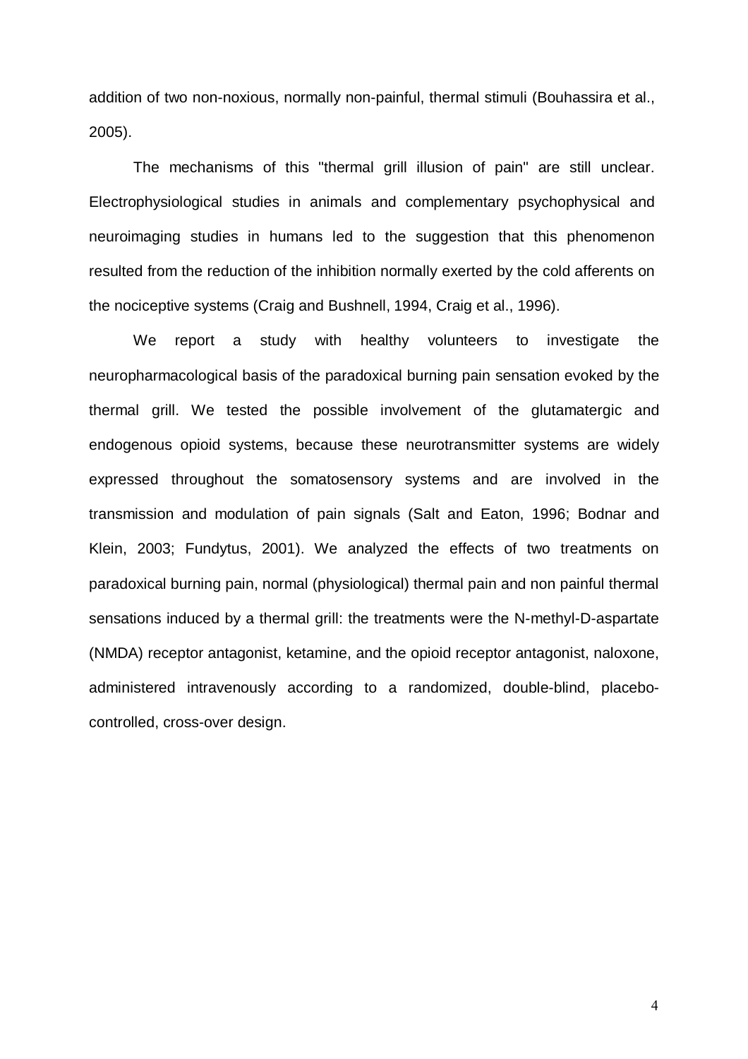addition of two non-noxious, normally non-painful, thermal stimuli (Bouhassira et al., 2005).

The mechanisms of this "thermal grill illusion of pain" are still unclear. Electrophysiological studies in animals and complementary psychophysical and neuroimaging studies in humans led to the suggestion that this phenomenon resulted from the reduction of the inhibition normally exerted by the cold afferents on the nociceptive systems (Craig and Bushnell, 1994, Craig et al., 1996).

We report a study with healthy volunteers to investigate the neuropharmacological basis of the paradoxical burning pain sensation evoked by the thermal grill. We tested the possible involvement of the glutamatergic and endogenous opioid systems, because these neurotransmitter systems are widely expressed throughout the somatosensory systems and are involved in the transmission and modulation of pain signals (Salt and Eaton, 1996; Bodnar and Klein, 2003; Fundytus, 2001). We analyzed the effects of two treatments on paradoxical burning pain, normal (physiological) thermal pain and non painful thermal sensations induced by a thermal grill: the treatments were the N-methyl-D-aspartate (NMDA) receptor antagonist, ketamine, and the opioid receptor antagonist, naloxone, administered intravenously according to a randomized, double-blind, placebo-controlled, cross-over design.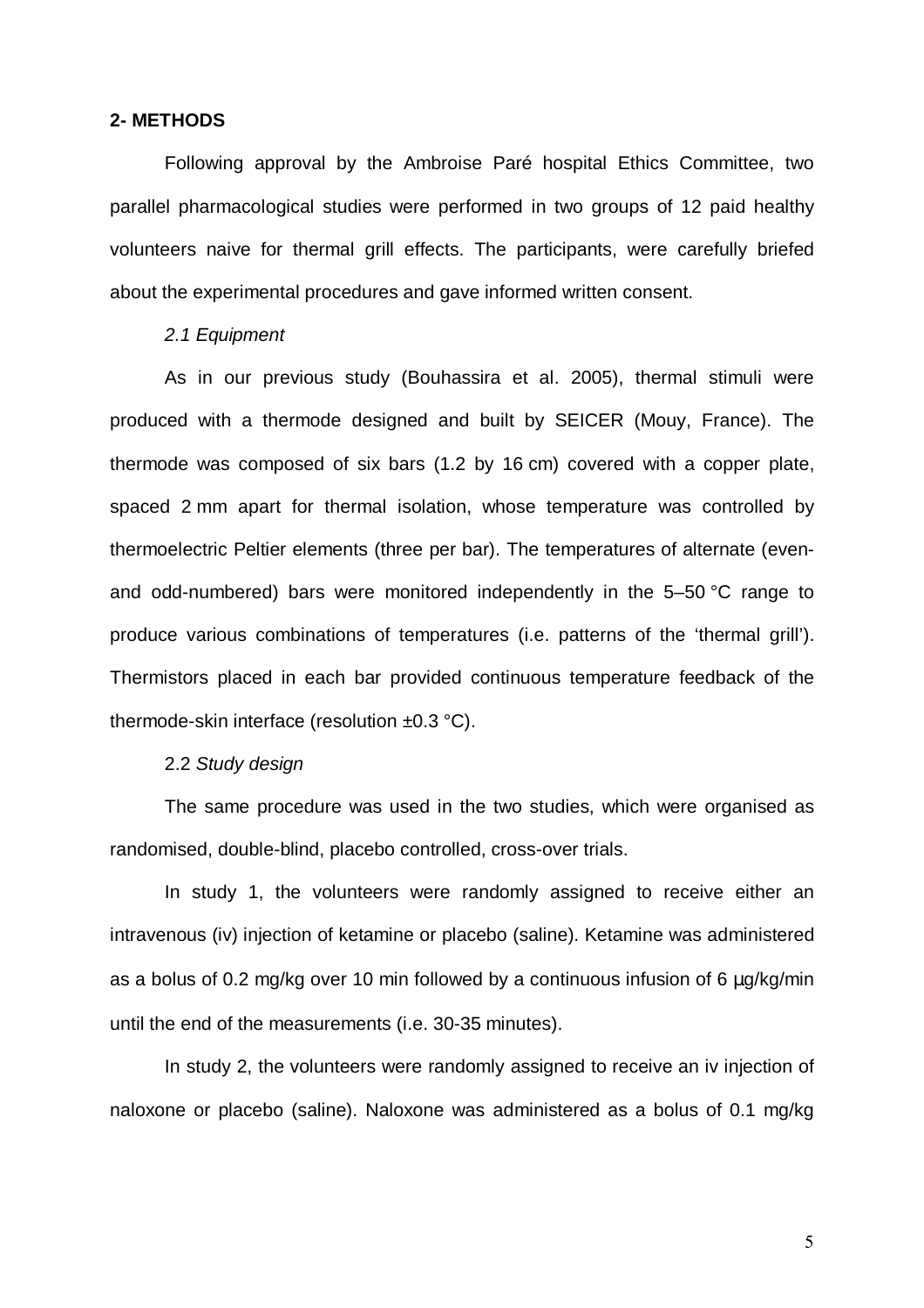**2- METHODS**

Following approval by the Ambroise Paré hospital Ethics Committee, two parallel pharmacological studies were performed in two groups of 12 paid healthy volunteers naive for thermal grill effects. The participants, were carefully briefed about the experimental procedures and gave informed written consent.

*2.1 Equipment*

As in our previous study (Bouhassira et al. 2005), thermal stimuli were produced with a thermode designed and built by SEICER (Mouy, France). The thermode was composed of six bars (1.2 by 16 cm) covered with a copper plate, spaced 2 mm apart for thermal isolation, whose temperature was controlled by thermoelectric Peltier elements (three per bar). The temperatures of alternate (even- and odd-numbered) bars were monitored independently in the 5–50 °C range to produce various combinations of temperatures (i.e. patterns of the 'thermal grill'). Thermistors placed in each bar provided continuous temperature feedback of the thermode-skin interface (resolution ±0.3 °C).

2.2 *Study design*

The same procedure was used in the two studies, which were organised as randomised, double-blind, placebo controlled, cross-over trials.

In study 1, the volunteers were randomly assigned to receive either an intravenous (iv) injection of ketamine or placebo (saline). Ketamine was administered as a bolus of 0.2 mg/kg over 10 min followed by a continuous infusion of 6 µg/kg/min until the end of the measurements (i.e. 30-35 minutes).

In study 2, the volunteers were randomly assigned to receive an iv injection of naloxone or placebo (saline). Naloxone was administered as a bolus of 0.1 mg/kg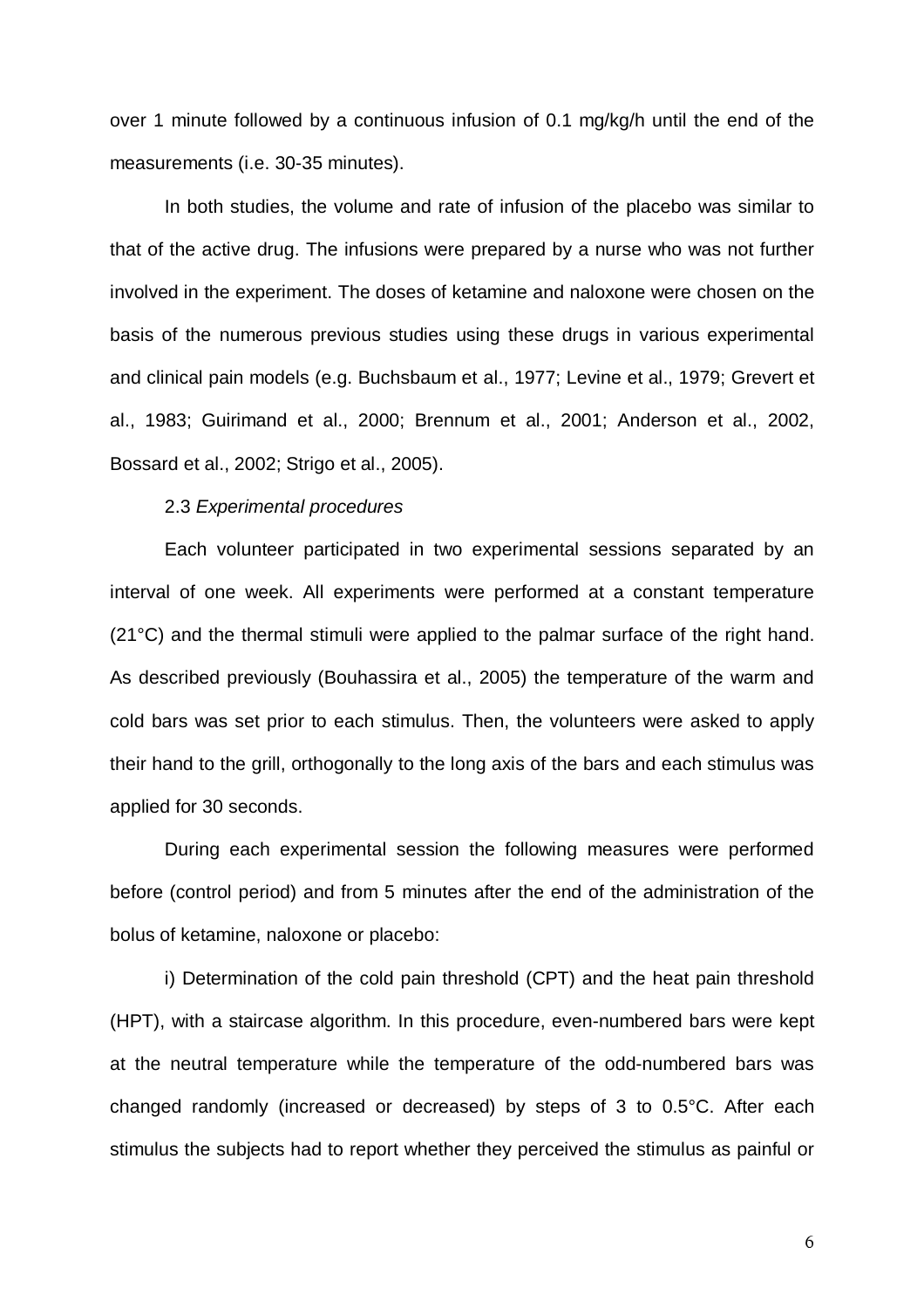over 1 minute followed by a continuous infusion of 0.1 mg/kg/h until the end of the measurements (i.e. 30-35 minutes).

In both studies, the volume and rate of infusion of the placebo was similar to that of the active drug. The infusions were prepared by a nurse who was not further involved in the experiment. The doses of ketamine and naloxone were chosen on the basis of the numerous previous studies using these drugs in various experimental and clinical pain models (e.g. Buchsbaum et al., 1977; Levine et al., 1979; Grevert et al., 1983; Guirimand et al., 2000; Brennum et al., 2001; Anderson et al., 2002, Bossard et al., 2002; Strigo et al., 2005).

### 2.3 *Experimental procedures*

Each volunteer participated in two experimental sessions separated by an interval of one week. All experiments were performed at a constant temperature (21°C) and the thermal stimuli were applied to the palmar surface of the right hand. As described previously (Bouhassira et al., 2005) the temperature of the warm and cold bars was set prior to each stimulus. Then, the volunteers were asked to apply their hand to the grill, orthogonally to the long axis of the bars and each stimulus was applied for 30 seconds.

During each experimental session the following measures were performed before (control period) and from 5 minutes after the end of the administration of the bolus of ketamine, naloxone or placebo:

i) Determination of the cold pain threshold (CPT) and the heat pain threshold (HPT), with a staircase algorithm. In this procedure, even-numbered bars were kept at the neutral temperature while the temperature of the odd-numbered bars was changed randomly (increased or decreased) by steps of 3 to 0.5°C. After each stimulus the subjects had to report whether they perceived the stimulus as painful or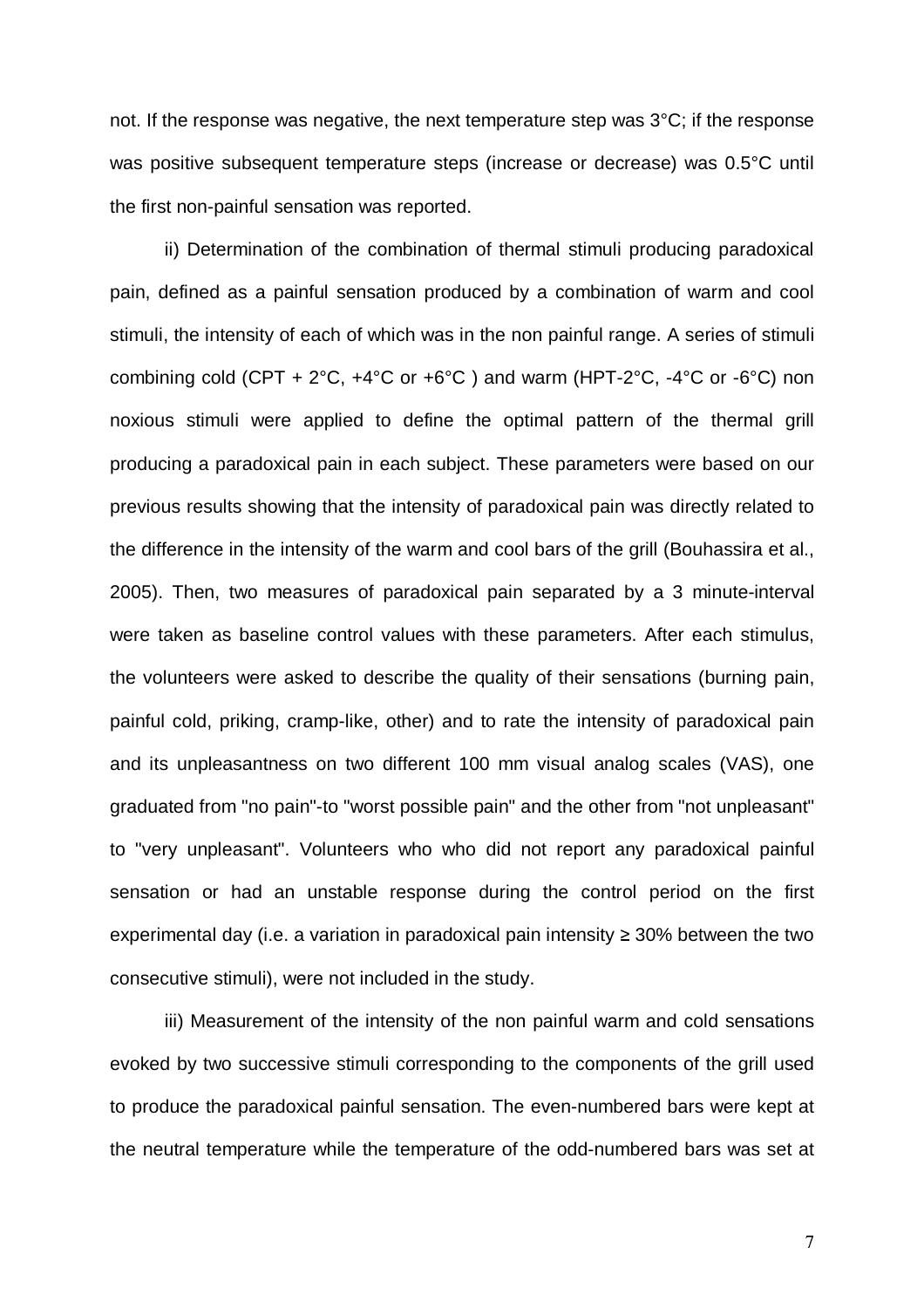not. If the response was negative, the next temperature step was 3°C; if the response was positive subsequent temperature steps (increase or decrease) was 0.5°C until the first non-painful sensation was reported.

ii) Determination of the combination of thermal stimuli producing paradoxical pain, defined as a painful sensation produced by a combination of warm and cool stimuli, the intensity of each of which was in the non painful range. A series of stimuli combining cold (CPT + 2°C, +4°C or +6°C ) and warm (HPT-2°C, -4°C or -6°C) non noxious stimuli were applied to define the optimal pattern of the thermal grill producing a paradoxical pain in each subject. These parameters were based on our previous results showing that the intensity of paradoxical pain was directly related to the difference in the intensity of the warm and cool bars of the grill (Bouhassira et al., 2005). Then, two measures of paradoxical pain separated by a 3 minute-interval were taken as baseline control values with these parameters. After each stimulus, the volunteers were asked to describe the quality of their sensations (burning pain, painful cold, priking, cramp-like, other) and to rate the intensity of paradoxical pain and its unpleasantness on two different 100 mm visual analog scales (VAS), one graduated from "no pain"-to "worst possible pain" and the other from "not unpleasant" to "very unpleasant". Volunteers who who did not report any paradoxical painful sensation or had an unstable response during the control period on the first experimental day (i.e. a variation in paradoxical pain intensity ≥ 30% between the two consecutive stimuli), were not included in the study.

iii) Measurement of the intensity of the non painful warm and cold sensations evoked by two successive stimuli corresponding to the components of the grill used to produce the paradoxical painful sensation. The even-numbered bars were kept at the neutral temperature while the temperature of the odd-numbered bars was set at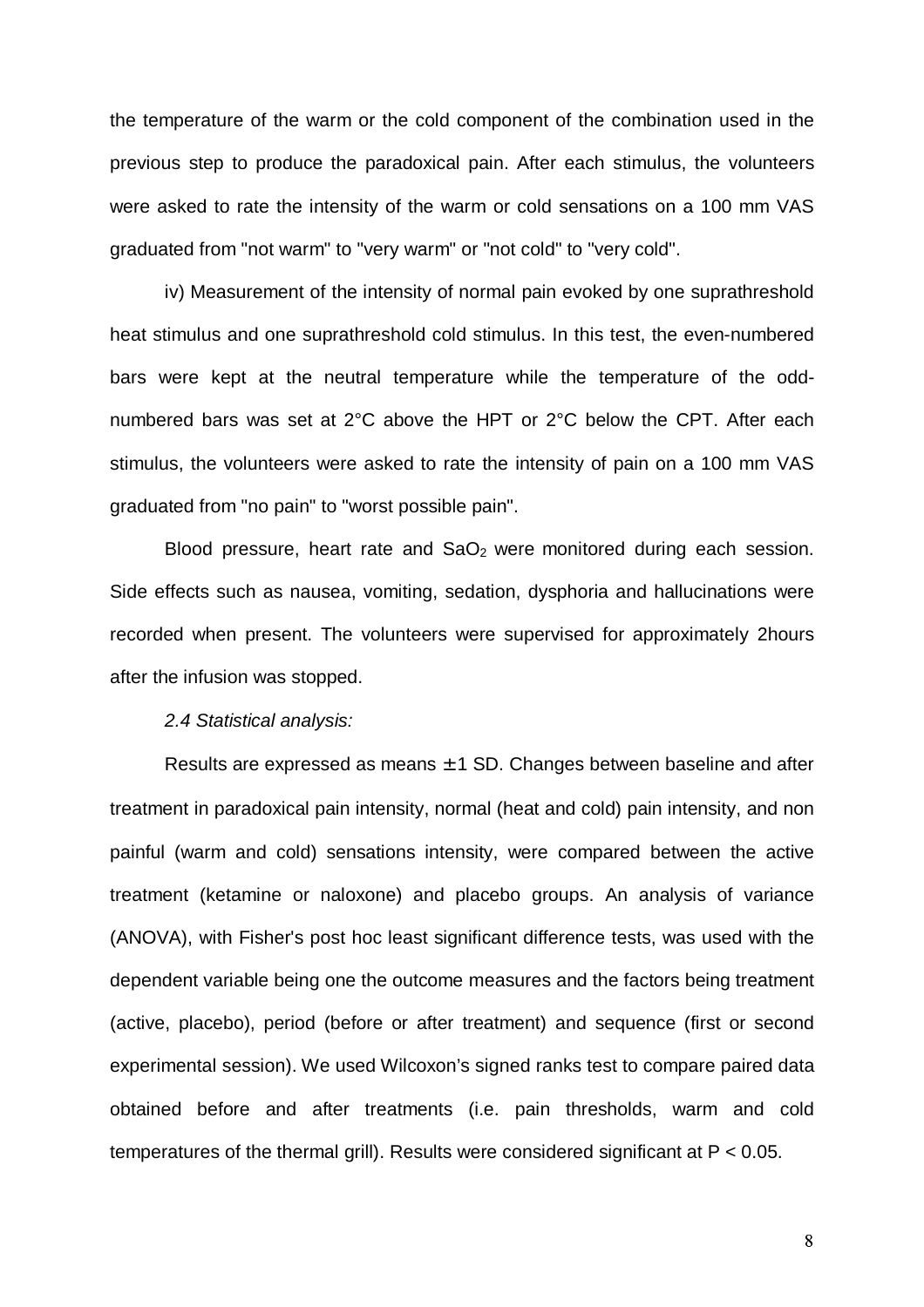the temperature of the warm or the cold component of the combination used in the previous step to produce the paradoxical pain. After each stimulus, the volunteers were asked to rate the intensity of the warm or cold sensations on a 100 mm VAS graduated from "not warm" to "very warm" or "not cold" to "very cold".

iv) Measurement of the intensity of normal pain evoked by one suprathreshold heat stimulus and one suprathreshold cold stimulus. In this test, the even-numbered bars were kept at the neutral temperature while the temperature of the odd-numbered bars was set at 2°C above the HPT or 2°C below the CPT. After each stimulus, the volunteers were asked to rate the intensity of pain on a 100 mm VAS graduated from "no pain" to "worst possible pain".

Blood pressure, heart rate and $SaO_2$ were monitored during each session. Side effects such as nausea, vomiting, sedation, dysphoria and hallucinations were recorded when present. The volunteers were supervised for approximately 2hours after the infusion was stopped.

*2.4 Statistical analysis:*

Results are expressed as means $\pm$ 1 SD. Changes between baseline and after treatment in paradoxical pain intensity, normal (heat and cold) pain intensity, and non painful (warm and cold) sensations intensity, were compared between the active treatment (ketamine or naloxone) and placebo groups. An analysis of variance (ANOVA), with Fisher's post hoc least significant difference tests, was used with the dependent variable being one the outcome measures and the factors being treatment (active, placebo), period (before or after treatment) and sequence (first or second experimental session). We used Wilcoxon's signed ranks test to compare paired data obtained before and after treatments (i.e. pain thresholds, warm and cold temperatures of the thermal grill). Results were considered significant at $P < 0.05$.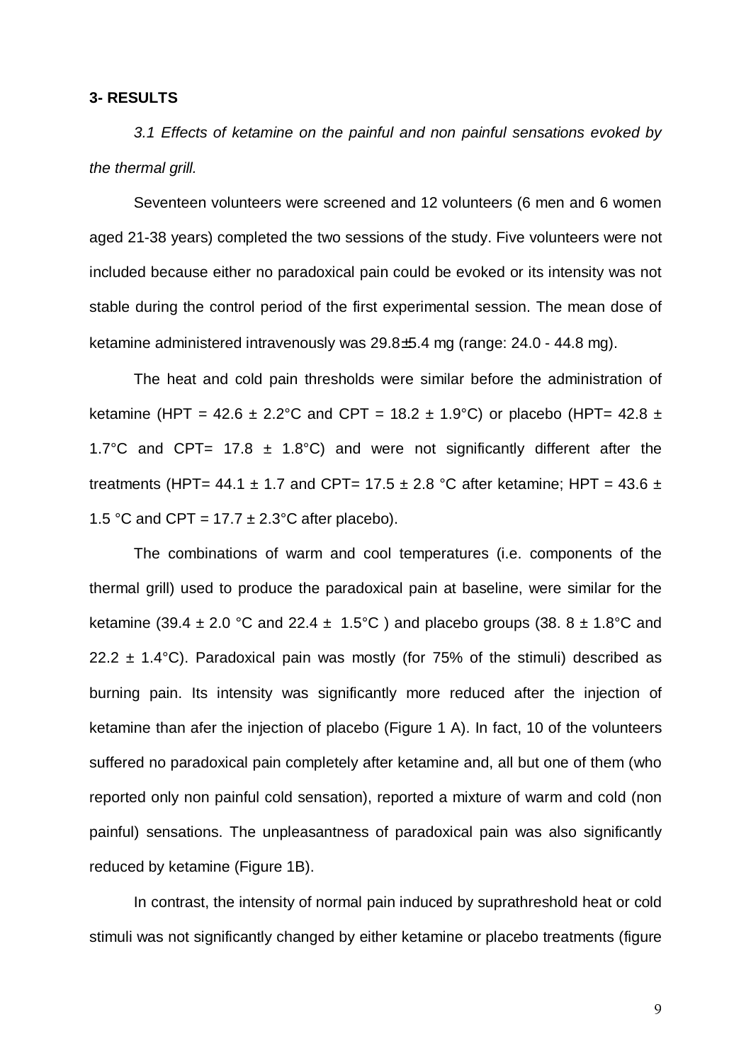**3- RESULTS**

*3.1 Effects of ketamine on the painful and non painful sensations evoked by the thermal grill.*

Seventeen volunteers were screened and 12 volunteers (6 men and 6 women aged 21-38 years) completed the two sessions of the study. Five volunteers were not included because either no paradoxical pain could be evoked or its intensity was not stable during the control period of the first experimental session. The mean dose of ketamine administered intravenously was 29.8±5.4 mg (range: 24.0 - 44.8 mg).

The heat and cold pain thresholds were similar before the administration of ketamine (HPT = 42.6 ± 2.2°C and CPT = 18.2 ± 1.9°C) or placebo (HPT= 42.8 ± 1.7°C and CPT= 17.8 ± 1.8°C) and were not significantly different after the treatments (HPT= 44.1 ± 1.7 and CPT= 17.5 ± 2.8 °C after ketamine; HPT = 43.6 ± 1.5 °C and CPT = 17.7 ± 2.3°C after placebo).

The combinations of warm and cool temperatures (i.e. components of the thermal grill) used to produce the paradoxical pain at baseline, were similar for the ketamine (39.4 ± 2.0 °C and 22.4 ± 1.5°C ) and placebo groups (38. 8 ± 1.8°C and 22.2 ± 1.4°C). Paradoxical pain was mostly (for 75% of the stimuli) described as burning pain. Its intensity was significantly more reduced after the injection of ketamine than afer the injection of placebo (Figure 1 A). In fact, 10 of the volunteers suffered no paradoxical pain completely after ketamine and, all but one of them (who reported only non painful cold sensation), reported a mixture of warm and cold (non painful) sensations. The unpleasantness of paradoxical pain was also significantly reduced by ketamine (Figure 1B).

In contrast, the intensity of normal pain induced by suprathreshold heat or cold stimuli was not significantly changed by either ketamine or placebo treatments (figure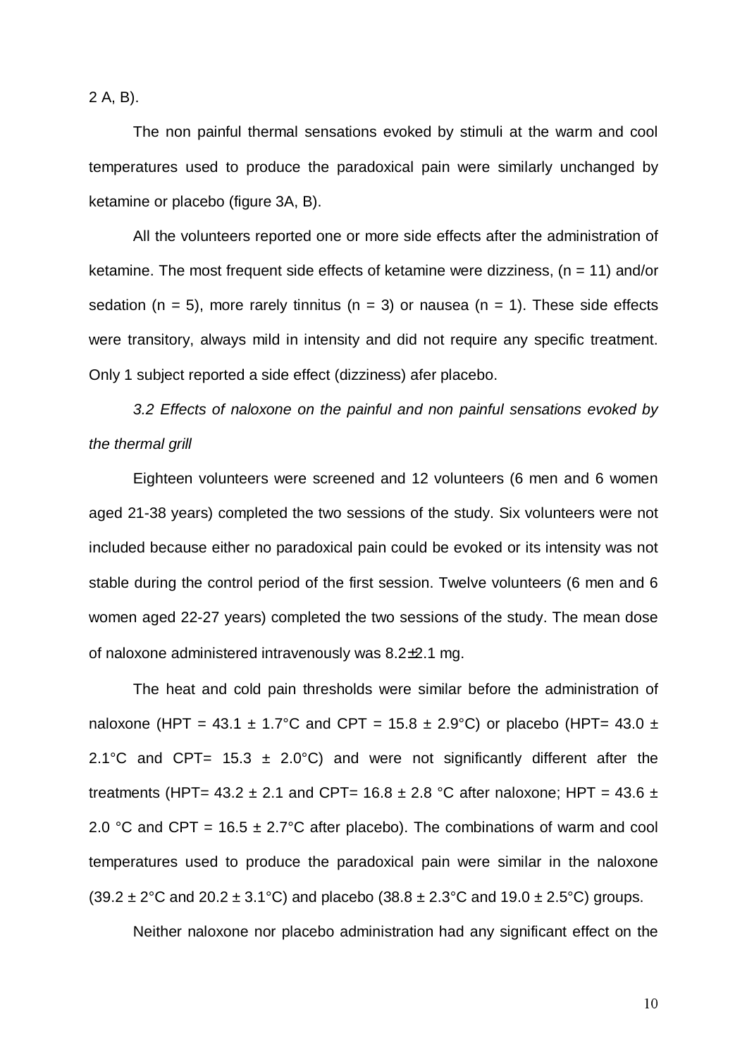2 A, B).

The non painful thermal sensations evoked by stimuli at the warm and cool temperatures used to produce the paradoxical pain were similarly unchanged by ketamine or placebo (figure 3A, B).

All the volunteers reported one or more side effects after the administration of ketamine. The most frequent side effects of ketamine were dizziness, ($n = 11$) and/or sedation ($n = 5$), more rarely tinnitus ($n = 3$) or nausea ($n = 1$). These side effects were transitory, always mild in intensity and did not require any specific treatment. Only 1 subject reported a side effect (dizziness) afer placebo.

*3.2 Effects of naloxone on the painful and non painful sensations evoked by the thermal grill*

Eighteen volunteers were screened and 12 volunteers (6 men and 6 women aged 21-38 years) completed the two sessions of the study. Six volunteers were not included because either no paradoxical pain could be evoked or its intensity was not stable during the control period of the first session. Twelve volunteers (6 men and 6 women aged 22-27 years) completed the two sessions of the study. The mean dose of naloxone administered intravenously was $8.2 \pm 2.1$ mg.

The heat and cold pain thresholds were similar before the administration of naloxone (HPT = $43.1 \pm 1.7$°C and CPT = $15.8 \pm 2.9$°C) or placebo (HPT= $43.0 \pm 2.1$°C and CPT= $15.3 \pm 2.0$°C) and were not significantly different after the treatments (HPT= $43.2 \pm 2.1$ and CPT= $16.8 \pm 2.8$ °C after naloxone; HPT = $43.6 \pm 2.0$ °C and CPT = $16.5 \pm 2.7$°C after placebo). The combinations of warm and cool temperatures used to produce the paradoxical pain were similar in the naloxone ($39.2 \pm 2$°C and $20.2 \pm 3.1$°C) and placebo ($38.8 \pm 2.3$°C and $19.0 \pm 2.5$°C) groups.

Neither naloxone nor placebo administration had any significant effect on the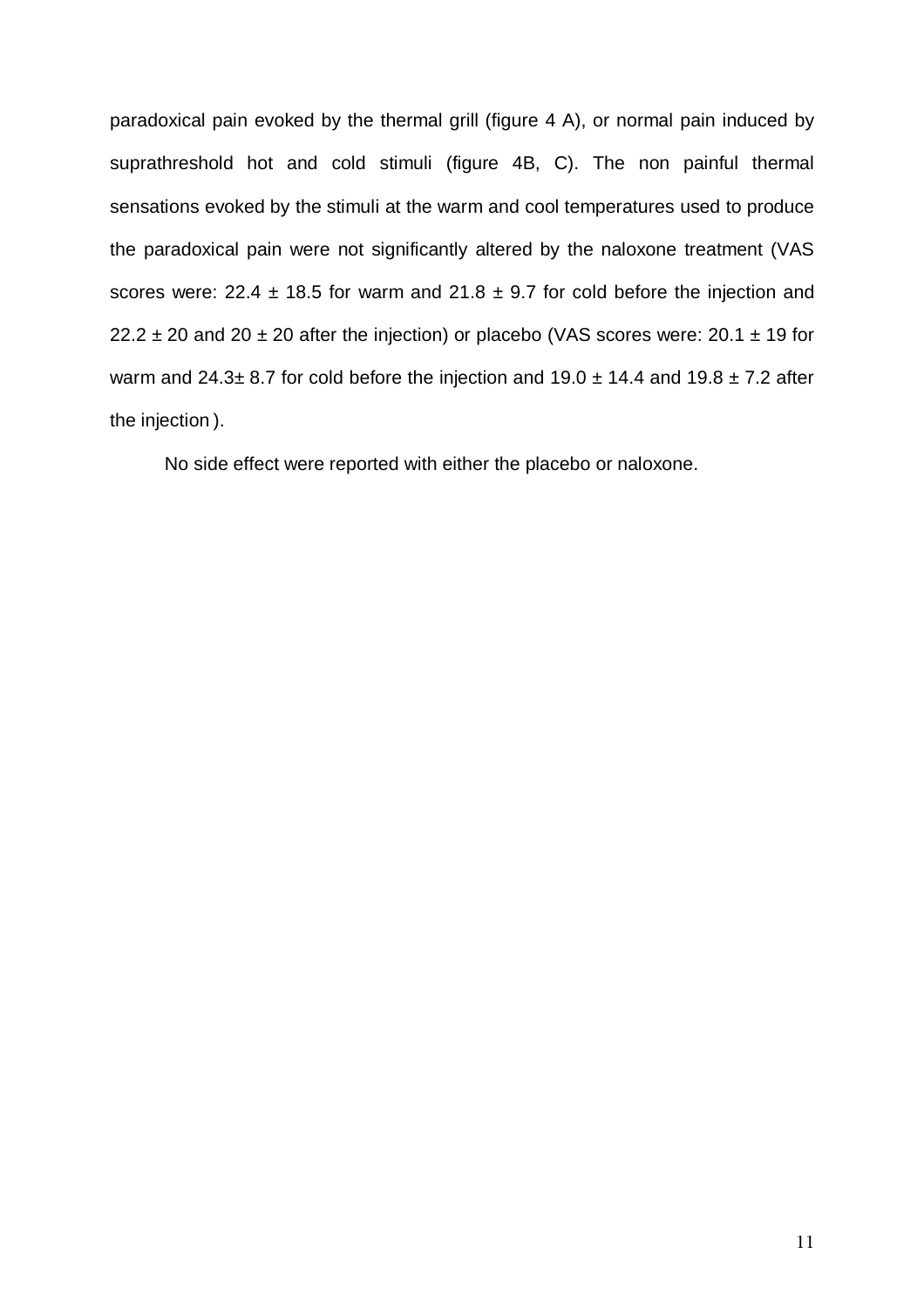paradoxical pain evoked by the thermal grill (figure 4 A), or normal pain induced by suprathreshold hot and cold stimuli (figure 4B, C). The non painful thermal sensations evoked by the stimuli at the warm and cool temperatures used to produce the paradoxical pain were not significantly altered by the naloxone treatment (VAS scores were: $22.4 \pm 18.5$ for warm and $21.8 \pm 9.7$ for cold before the injection and $22.2 \pm 20$ and $20 \pm 20$ after the injection) or placebo (VAS scores were: $20.1 \pm 19$ for warm and $24.3 \pm 8.7$ for cold before the injection and $19.0 \pm 14.4$ and $19.8 \pm 7.2$ after the injection ).

No side effect were reported with either the placebo or naloxone.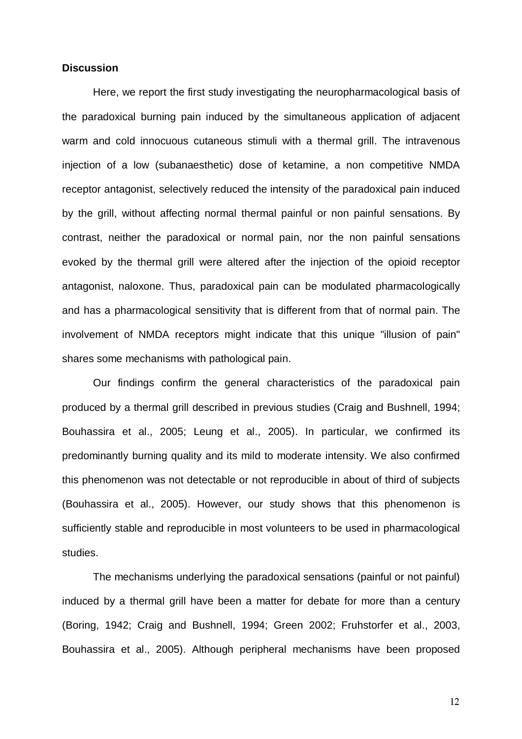**Discussion**

Here, we report the first study investigating the neuropharmacological basis of the paradoxical burning pain induced by the simultaneous application of adjacent warm and cold innocuous cutaneous stimuli with a thermal grill. The intravenous injection of a low (subanaesthetic) dose of ketamine, a non competitive NMDA receptor antagonist, selectively reduced the intensity of the paradoxical pain induced by the grill, without affecting normal thermal painful or non painful sensations. By contrast, neither the paradoxical or normal pain, nor the non painful sensations evoked by the thermal grill were altered after the injection of the opioid receptor antagonist, naloxone. Thus, paradoxical pain can be modulated pharmacologically and has a pharmacological sensitivity that is different from that of normal pain. The involvement of NMDA receptors might indicate that this unique "illusion of pain" shares some mechanisms with pathological pain.

Our findings confirm the general characteristics of the paradoxical pain produced by a thermal grill described in previous studies (Craig and Bushnell, 1994; Bouhassira et al., 2005; Leung et al., 2005). In particular, we confirmed its predominantly burning quality and its mild to moderate intensity. We also confirmed this phenomenon was not detectable or not reproducible in about of third of subjects (Bouhassira et al., 2005). However, our study shows that this phenomenon is sufficiently stable and reproducible in most volunteers to be used in pharmacological studies.

The mechanisms underlying the paradoxical sensations (painful or not painful) induced by a thermal grill have been a matter for debate for more than a century (Boring, 1942; Craig and Bushnell, 1994; Green 2002; Fruhstorfer et al., 2003, Bouhassira et al., 2005). Although peripheral mechanisms have been proposed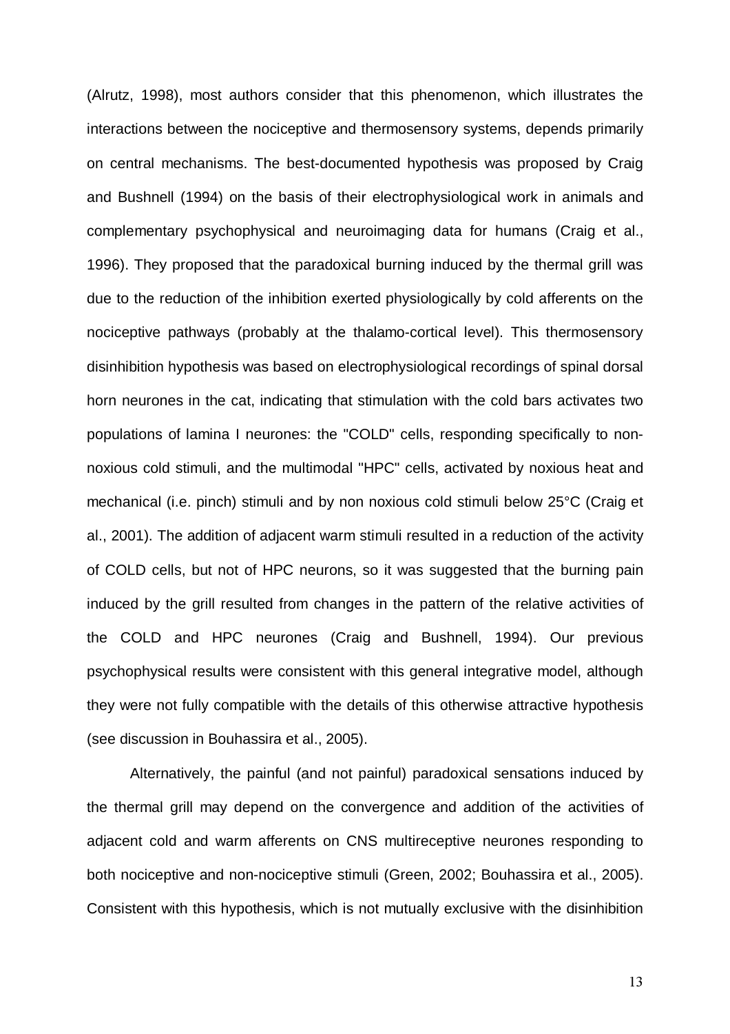(Alrutz, 1998), most authors consider that this phenomenon, which illustrates the interactions between the nociceptive and thermosensory systems, depends primarily on central mechanisms. The best-documented hypothesis was proposed by Craig and Bushnell (1994) on the basis of their electrophysiological work in animals and complementary psychophysical and neuroimaging data for humans (Craig et al., 1996). They proposed that the paradoxical burning induced by the thermal grill was due to the reduction of the inhibition exerted physiologically by cold afferents on the nociceptive pathways (probably at the thalamo-cortical level). This thermosensory disinhibition hypothesis was based on electrophysiological recordings of spinal dorsal horn neurones in the cat, indicating that stimulation with the cold bars activates two populations of lamina I neurones: the "COLD" cells, responding specifically to non-noxious cold stimuli, and the multimodal "HPC" cells, activated by noxious heat and mechanical (i.e. pinch) stimuli and by non noxious cold stimuli below 25°C (Craig et al., 2001). The addition of adjacent warm stimuli resulted in a reduction of the activity of COLD cells, but not of HPC neurons, so it was suggested that the burning pain induced by the grill resulted from changes in the pattern of the relative activities of the COLD and HPC neurones (Craig and Bushnell, 1994). Our previous psychophysical results were consistent with this general integrative model, although they were not fully compatible with the details of this otherwise attractive hypothesis (see discussion in Bouhassira et al., 2005).

Alternatively, the painful (and not painful) paradoxical sensations induced by the thermal grill may depend on the convergence and addition of the activities of adjacent cold and warm afferents on CNS multireceptive neurones responding to both nociceptive and non-nociceptive stimuli (Green, 2002; Bouhassira et al., 2005). Consistent with this hypothesis, which is not mutually exclusive with the disinhibition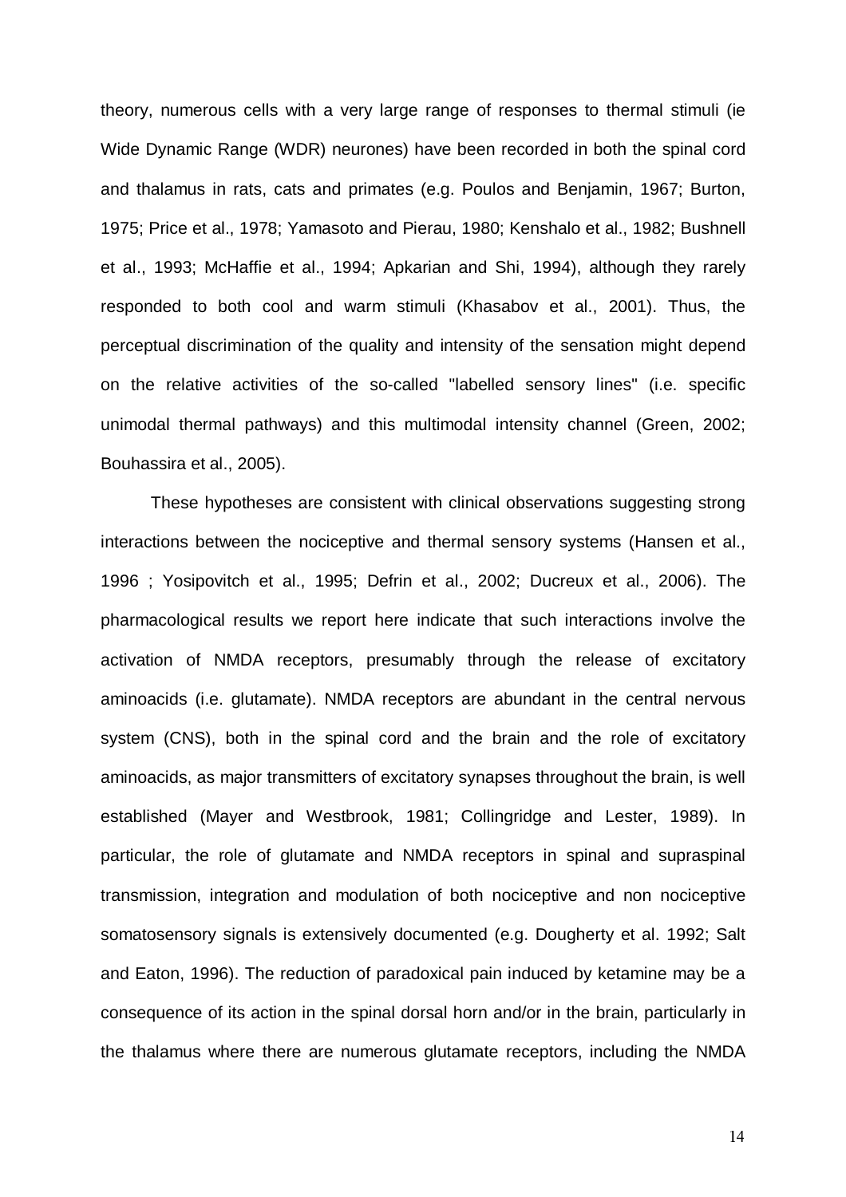theory, numerous cells with a very large range of responses to thermal stimuli (ie Wide Dynamic Range (WDR) neurones) have been recorded in both the spinal cord and thalamus in rats, cats and primates (e.g. Poulos and Benjamin, 1967; Burton, 1975; Price et al., 1978; Yamasoto and Pierau, 1980; Kenshalo et al., 1982; Bushnell et al., 1993; McHaffie et al., 1994; Apkarian and Shi, 1994), although they rarely responded to both cool and warm stimuli (Khasabov et al., 2001). Thus, the perceptual discrimination of the quality and intensity of the sensation might depend on the relative activities of the so-called "labelled sensory lines" (i.e. specific unimodal thermal pathways) and this multimodal intensity channel (Green, 2002; Bouhassira et al., 2005).

These hypotheses are consistent with clinical observations suggesting strong interactions between the nociceptive and thermal sensory systems (Hansen et al., 1996 ; Yosipovitch et al., 1995; Defrin et al., 2002; Ducreux et al., 2006). The pharmacological results we report here indicate that such interactions involve the activation of NMDA receptors, presumably through the release of excitatory aminoacids (i.e. glutamate). NMDA receptors are abundant in the central nervous system (CNS), both in the spinal cord and the brain and the role of excitatory aminoacids, as major transmitters of excitatory synapses throughout the brain, is well established (Mayer and Westbrook, 1981; Collingridge and Lester, 1989). In particular, the role of glutamate and NMDA receptors in spinal and supraspinal transmission, integration and modulation of both nociceptive and non nociceptive somatosensory signals is extensively documented (e.g. Dougherty et al. 1992; Salt and Eaton, 1996). The reduction of paradoxical pain induced by ketamine may be a consequence of its action in the spinal dorsal horn and/or in the brain, particularly in the thalamus where there are numerous glutamate receptors, including the NMDA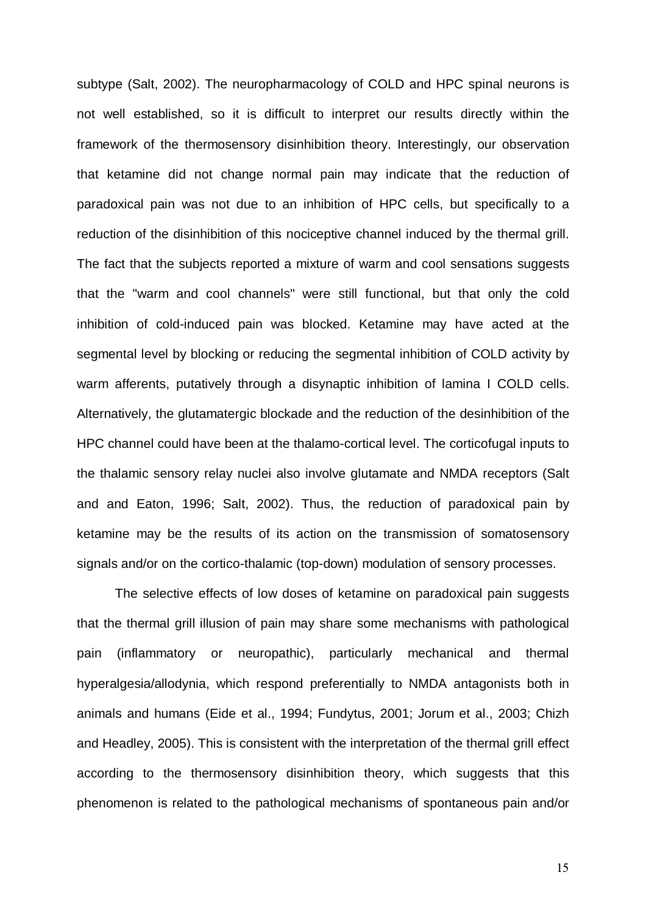subtype (Salt, 2002). The neuropharmacology of COLD and HPC spinal neurons is not well established, so it is difficult to interpret our results directly within the framework of the thermosensory disinhibition theory. Interestingly, our observation that ketamine did not change normal pain may indicate that the reduction of paradoxical pain was not due to an inhibition of HPC cells, but specifically to a reduction of the disinhibition of this nociceptive channel induced by the thermal grill. The fact that the subjects reported a mixture of warm and cool sensations suggests that the "warm and cool channels" were still functional, but that only the cold inhibition of cold-induced pain was blocked. Ketamine may have acted at the segmental level by blocking or reducing the segmental inhibition of COLD activity by warm afferents, putatively through a disynaptic inhibition of lamina I COLD cells. Alternatively, the glutamatergic blockade and the reduction of the desinhibition of the HPC channel could have been at the thalamo-cortical level. The corticofugal inputs to the thalamic sensory relay nuclei also involve glutamate and NMDA receptors (Salt and and Eaton, 1996; Salt, 2002). Thus, the reduction of paradoxical pain by ketamine may be the results of its action on the transmission of somatosensory signals and/or on the cortico-thalamic (top-down) modulation of sensory processes.

The selective effects of low doses of ketamine on paradoxical pain suggests that the thermal grill illusion of pain may share some mechanisms with pathological pain (inflammatory or neuropathic), particularly mechanical and thermal hyperalgesia/allodynia, which respond preferentially to NMDA antagonists both in animals and humans (Eide et al., 1994; Fundytus, 2001; Jorum et al., 2003; Chizh and Headley, 2005). This is consistent with the interpretation of the thermal grill effect according to the thermosensory disinhibition theory, which suggests that this phenomenon is related to the pathological mechanisms of spontaneous pain and/or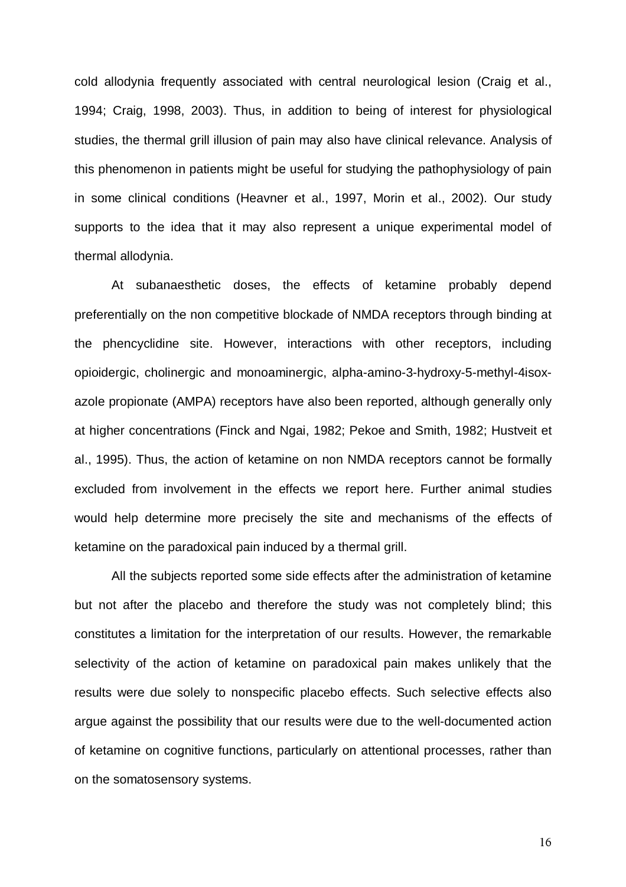cold allodynia frequently associated with central neurological lesion (Craig et al., 1994; Craig, 1998, 2003). Thus, in addition to being of interest for physiological studies, the thermal grill illusion of pain may also have clinical relevance. Analysis of this phenomenon in patients might be useful for studying the pathophysiology of pain in some clinical conditions (Heavner et al., 1997, Morin et al., 2002). Our study supports to the idea that it may also represent a unique experimental model of thermal allodynia.

At subanaesthetic doses, the effects of ketamine probably depend preferentially on the non competitive blockade of NMDA receptors through binding at the phencyclidine site. However, interactions with other receptors, including opioidergic, cholinergic and monoaminergic, alpha-amino-3-hydroxy-5-methyl-4isox-azole propionate (AMPA) receptors have also been reported, although generally only at higher concentrations (Finck and Ngai, 1982; Pekoe and Smith, 1982; Hustveit et al., 1995). Thus, the action of ketamine on non NMDA receptors cannot be formally excluded from involvement in the effects we report here. Further animal studies would help determine more precisely the site and mechanisms of the effects of ketamine on the paradoxical pain induced by a thermal grill.

All the subjects reported some side effects after the administration of ketamine but not after the placebo and therefore the study was not completely blind; this constitutes a limitation for the interpretation of our results. However, the remarkable selectivity of the action of ketamine on paradoxical pain makes unlikely that the results were due solely to nonspecific placebo effects. Such selective effects also argue against the possibility that our results were due to the well-documented action of ketamine on cognitive functions, particularly on attentional processes, rather than on the somatosensory systems.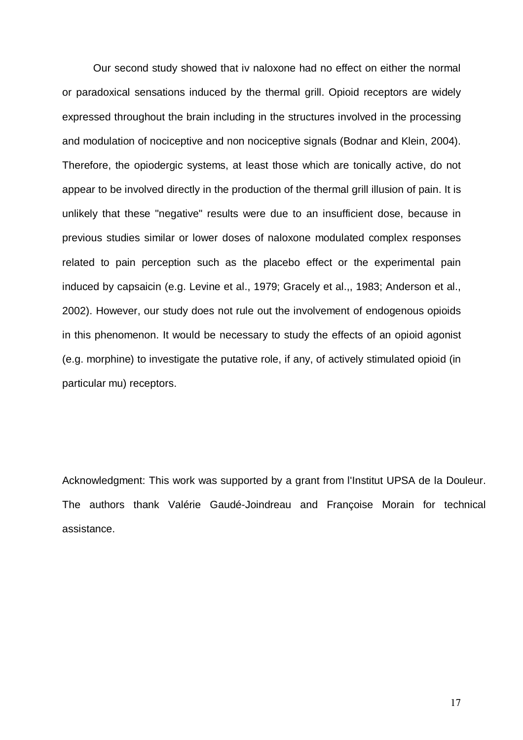Our second study showed that iv naloxone had no effect on either the normal or paradoxical sensations induced by the thermal grill. Opioid receptors are widely expressed throughout the brain including in the structures involved in the processing and modulation of nociceptive and non nociceptive signals (Bodnar and Klein, 2004). Therefore, the opiodergic systems, at least those which are tonically active, do not appear to be involved directly in the production of the thermal grill illusion of pain. It is unlikely that these "negative" results were due to an insufficient dose, because in previous studies similar or lower doses of naloxone modulated complex responses related to pain perception such as the placebo effect or the experimental pain induced by capsaicin (e.g. Levine et al., 1979; Gracely et al.,, 1983; Anderson et al., 2002). However, our study does not rule out the involvement of endogenous opioids in this phenomenon. It would be necessary to study the effects of an opioid agonist (e.g. morphine) to investigate the putative role, if any, of actively stimulated opioid (in particular mu) receptors.

Acknowledgment: This work was supported by a grant from l'Institut UPSA de la Douleur. The authors thank Valérie Gaudé-Joindreau and Françoise Morain for technical assistance.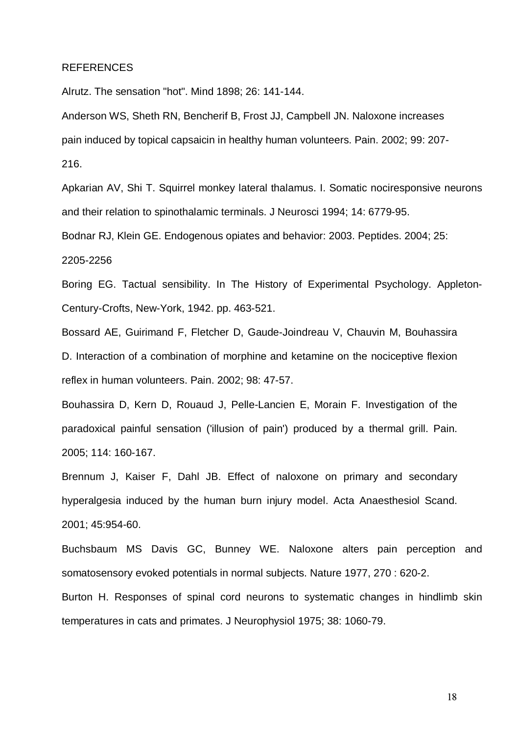REFERENCES

Alrutz. The sensation "hot". Mind 1898; 26: 141-144.

Anderson WS, Sheth RN, Bencherif B, Frost JJ, Campbell JN. Naloxone increases pain induced by topical capsaicin in healthy human volunteers. Pain. 2002; 99: 207-216.

Apkarian AV, Shi T. Squirrel monkey lateral thalamus. I. Somatic nociresponsive neurons and their relation to spinothalamic terminals. J Neurosci 1994; 14: 6779-95.

Bodnar RJ, Klein GE. Endogenous opiates and behavior: 2003. Peptides. 2004; 25: 2205-2256

Boring EG. Tactual sensibility. In The History of Experimental Psychology. Appleton-Century-Crofts, New-York, 1942. pp. 463-521.

Bossard AE, Guirimand F, Fletcher D, Gaude-Joindreau V, Chauvin M, Bouhassira D. Interaction of a combination of morphine and ketamine on the nociceptive flexion reflex in human volunteers. Pain. 2002; 98: 47-57.

Bouhassira D, Kern D, Rouaud J, Pelle-Lancien E, Morain F. Investigation of the paradoxical painful sensation ('illusion of pain') produced by a thermal grill. Pain. 2005; 114: 160-167.

Brennum J, Kaiser F, Dahl JB. Effect of naloxone on primary and secondary hyperalgesia induced by the human burn injury model. Acta Anaesthesiol Scand. 2001; 45:954-60.

Buchsbaum MS Davis GC, Bunney WE. Naloxone alters pain perception and somatosensory evoked potentials in normal subjects. Nature 1977, 270 : 620-2.

Burton H. Responses of spinal cord neurons to systematic changes in hindlimb skin temperatures in cats and primates. J Neurophysiol 1975; 38: 1060-79.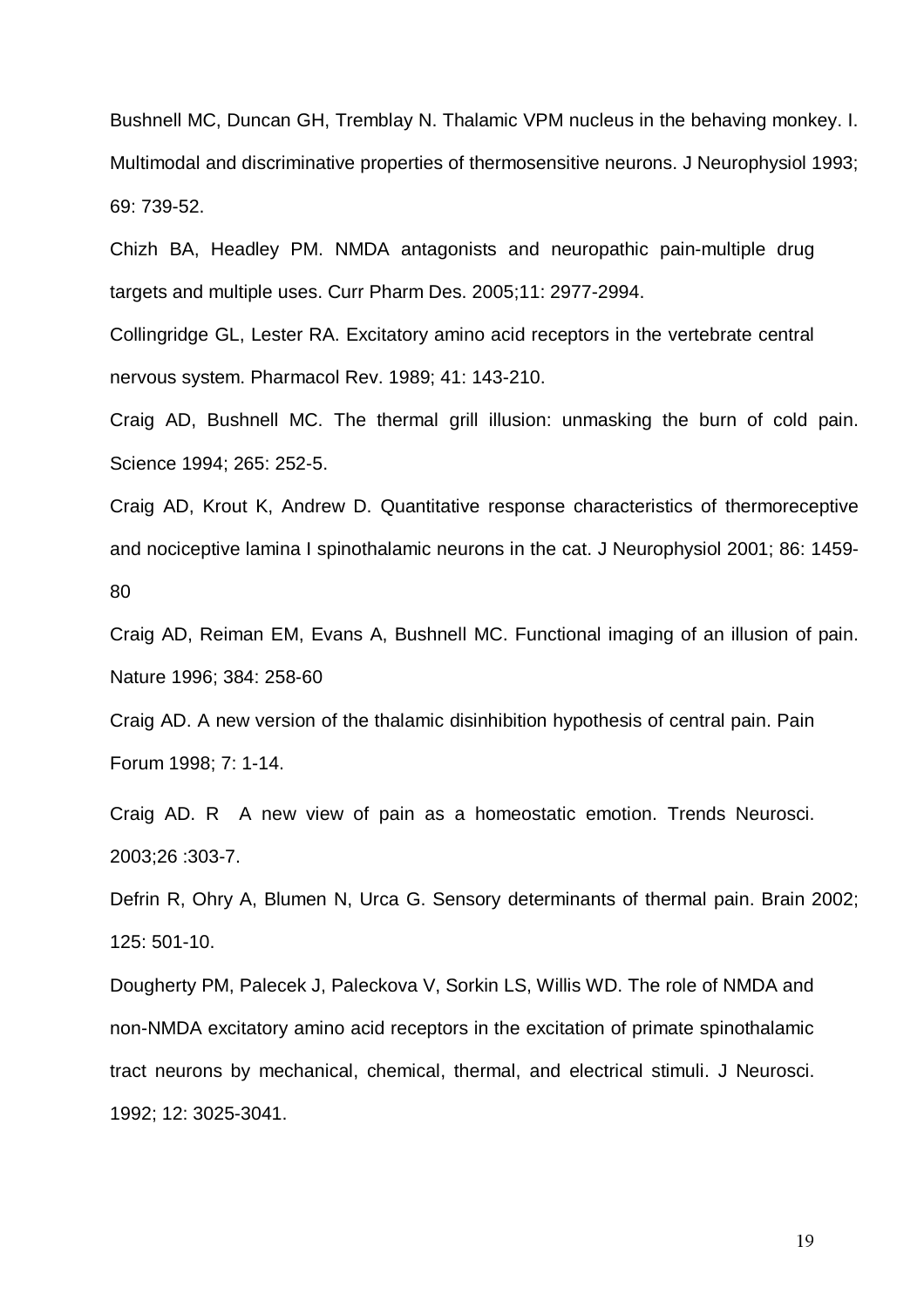Bushnell MC, Duncan GH, Tremblay N. Thalamic VPM nucleus in the behaving monkey. I. Multimodal and discriminative properties of thermosensitive neurons. J Neurophysiol 1993; 69: 739-52.

Chizh BA, Headley PM. NMDA antagonists and neuropathic pain-multiple drug targets and multiple uses. Curr Pharm Des. 2005;11: 2977-2994.

Collingridge GL, Lester RA. Excitatory amino acid receptors in the vertebrate central nervous system. Pharmacol Rev. 1989; 41: 143-210.

Craig AD, Bushnell MC. The thermal grill illusion: unmasking the burn of cold pain. Science 1994; 265: 252-5.

Craig AD, Krout K, Andrew D. Quantitative response characteristics of thermoreceptive and nociceptive lamina I spinothalamic neurons in the cat. J Neurophysiol 2001; 86: 1459-80

Craig AD, Reiman EM, Evans A, Bushnell MC. Functional imaging of an illusion of pain. Nature 1996; 384: 258-60

Craig AD. A new version of the thalamic disinhibition hypothesis of central pain. Pain Forum 1998; 7: 1-14.

Craig AD. R A new view of pain as a homeostatic emotion. Trends Neurosci. 2003;26 :303-7.

Defrin R, Ohry A, Blumen N, Urca G. Sensory determinants of thermal pain. Brain 2002; 125: 501-10.

Dougherty PM, Palecek J, Paleckova V, Sorkin LS, Willis WD. The role of NMDA and non-NMDA excitatory amino acid receptors in the excitation of primate spinothalamic tract neurons by mechanical, chemical, thermal, and electrical stimuli. J Neurosci. 1992; 12: 3025-3041.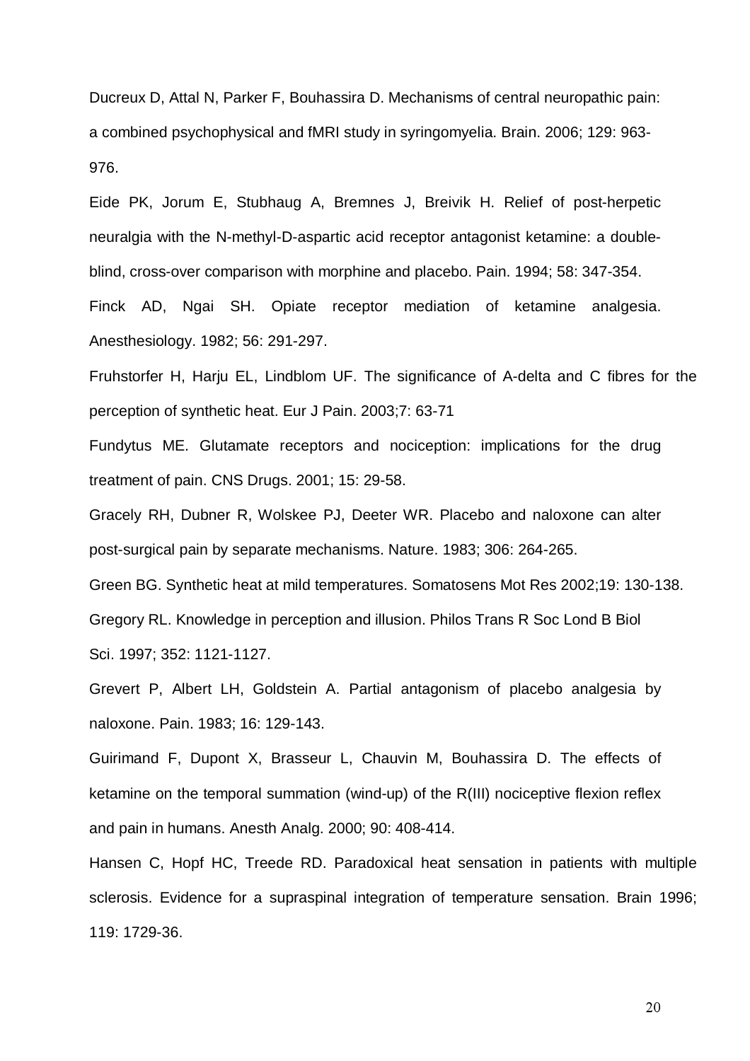Ducreux D, Attal N, Parker F, Bouhassira D. Mechanisms of central neuropathic pain: a combined psychophysical and fMRI study in syringomyelia. Brain. 2006; 129: 963-976.

Eide PK, Jorum E, Stubhaug A, Bremnes J, Breivik H. Relief of post-herpetic neuralgia with the N-methyl-D-aspartic acid receptor antagonist ketamine: a double-blind, cross-over comparison with morphine and placebo. Pain. 1994; 58: 347-354.

Finck AD, Ngai SH. Opiate receptor mediation of ketamine analgesia. Anesthesiology. 1982; 56: 291-297.

Fruhstorfer H, Harju EL, Lindblom UF. The significance of A-delta and C fibres for the perception of synthetic heat. Eur J Pain. 2003;7: 63-71

Fundytus ME. Glutamate receptors and nociception: implications for the drug treatment of pain. CNS Drugs. 2001; 15: 29-58.

Gracely RH, Dubner R, Wolskee PJ, Deeter WR. Placebo and naloxone can alter post-surgical pain by separate mechanisms. Nature. 1983; 306: 264-265.

Green BG. Synthetic heat at mild temperatures. Somatosens Mot Res 2002;19: 130-138.

Gregory RL. Knowledge in perception and illusion. Philos Trans R Soc Lond B Biol Sci. 1997; 352: 1121-1127.

Grevert P, Albert LH, Goldstein A. Partial antagonism of placebo analgesia by naloxone. Pain. 1983; 16: 129-143.

Guirimand F, Dupont X, Brasseur L, Chauvin M, Bouhassira D. The effects of ketamine on the temporal summation (wind-up) of the R(III) nociceptive flexion reflex and pain in humans. Anesth Analg. 2000; 90: 408-414.

Hansen C, Hopf HC, Treede RD. Paradoxical heat sensation in patients with multiple sclerosis. Evidence for a supraspinal integration of temperature sensation. Brain 1996; 119: 1729-36.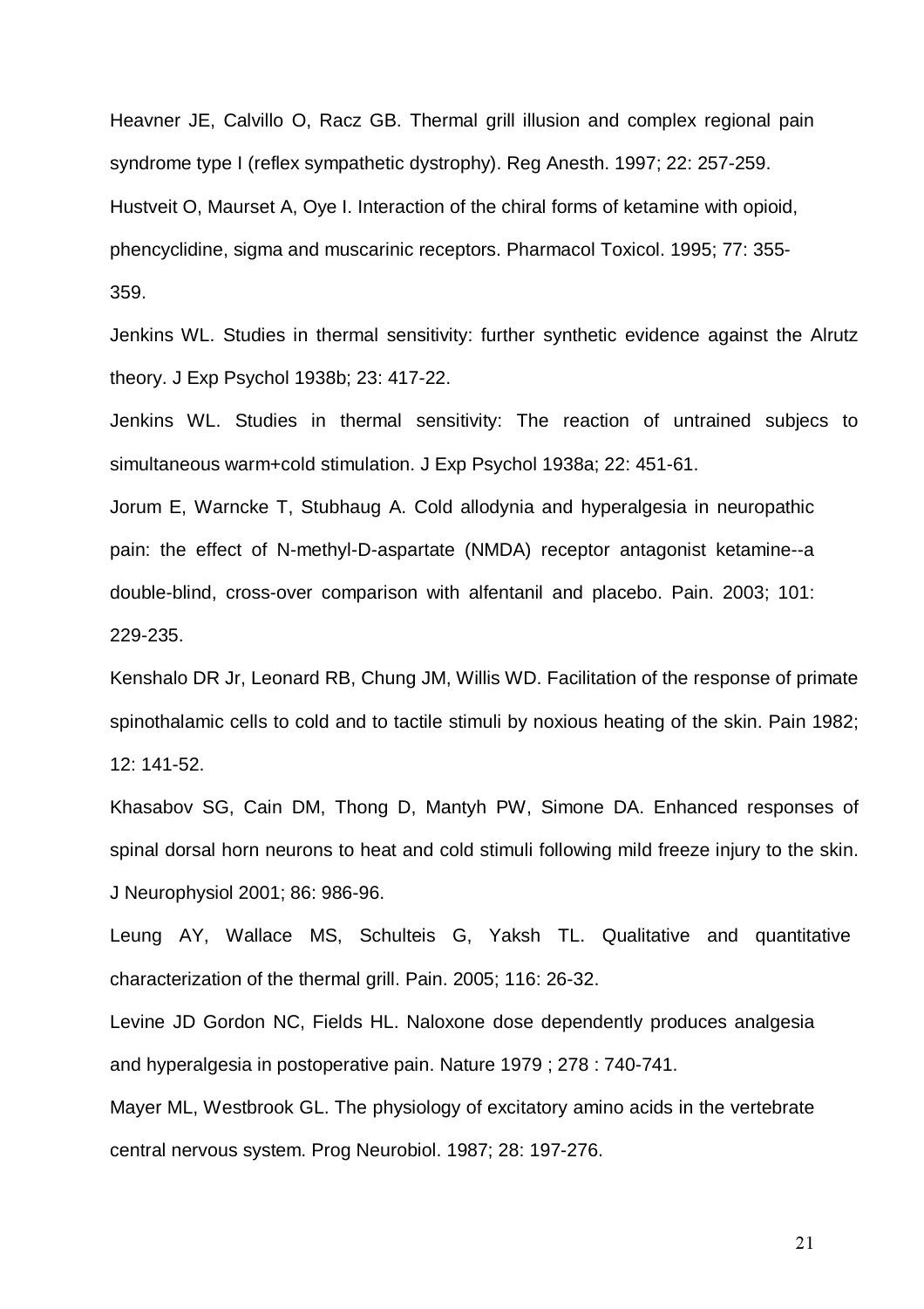Heavner JE, Calvillo O, Racz GB. Thermal grill illusion and complex regional pain syndrome type I (reflex sympathetic dystrophy). Reg Anesth. 1997; 22: 257-259.

Hustveit O, Maurset A, Oye I. Interaction of the chiral forms of ketamine with opioid, phencyclidine, sigma and muscarinic receptors. Pharmacol Toxicol. 1995; 77: 355-359.

Jenkins WL. Studies in thermal sensitivity: further synthetic evidence against the Alrutz theory. J Exp Psychol 1938b; 23: 417-22.

Jenkins WL. Studies in thermal sensitivity: The reaction of untrained subjecs to simultaneous warm+cold stimulation. J Exp Psychol 1938a; 22: 451-61.

Jorum E, Warncke T, Stubhaug A. Cold allodynia and hyperalgesia in neuropathic pain: the effect of N-methyl-D-aspartate (NMDA) receptor antagonist ketamine--a double-blind, cross-over comparison with alfentanil and placebo. Pain. 2003; 101: 229-235.

Kenshalo DR Jr, Leonard RB, Chung JM, Willis WD. Facilitation of the response of primate spinothalamic cells to cold and to tactile stimuli by noxious heating of the skin. Pain 1982; 12: 141-52.

Khasabov SG, Cain DM, Thong D, Mantyh PW, Simone DA. Enhanced responses of spinal dorsal horn neurons to heat and cold stimuli following mild freeze injury to the skin. J Neurophysiol 2001; 86: 986-96.

Leung AY, Wallace MS, Schulteis G, Yaksh TL. Qualitative and quantitative characterization of the thermal grill. Pain. 2005; 116: 26-32.

Levine JD Gordon NC, Fields HL. Naloxone dose dependently produces analgesia and hyperalgesia in postoperative pain. Nature 1979 ; 278 : 740-741.

Mayer ML, Westbrook GL. The physiology of excitatory amino acids in the vertebrate central nervous system. Prog Neurobiol. 1987; 28: 197-276.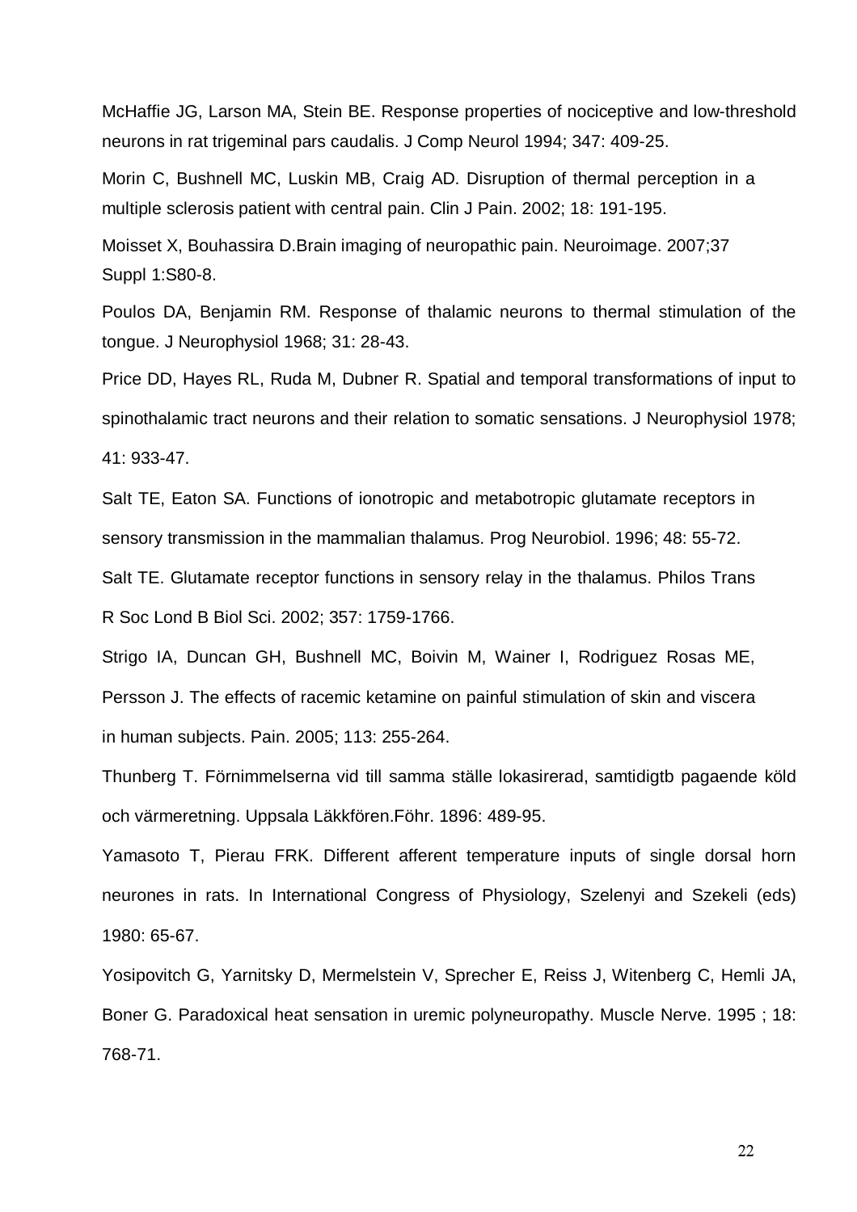McHaffie JG, Larson MA, Stein BE. Response properties of nociceptive and low-threshold neurons in rat trigeminal pars caudalis. J Comp Neurol 1994; 347: 409-25.

Morin C, Bushnell MC, Luskin MB, Craig AD. Disruption of thermal perception in a multiple sclerosis patient with central pain. Clin J Pain. 2002; 18: 191-195.

Moisset X, Bouhassira D.Brain imaging of neuropathic pain. Neuroimage. 2007;37 Suppl 1:S80-8.

Poulos DA, Benjamin RM. Response of thalamic neurons to thermal stimulation of the tongue. J Neurophysiol 1968; 31: 28-43.

Price DD, Hayes RL, Ruda M, Dubner R. Spatial and temporal transformations of input to spinothalamic tract neurons and their relation to somatic sensations. J Neurophysiol 1978; 41: 933-47.

Salt TE, Eaton SA. Functions of ionotropic and metabotropic glutamate receptors in sensory transmission in the mammalian thalamus. Prog Neurobiol. 1996; 48: 55-72.

Salt TE. Glutamate receptor functions in sensory relay in the thalamus. Philos Trans R Soc Lond B Biol Sci. 2002; 357: 1759-1766.

Strigo IA, Duncan GH, Bushnell MC, Boivin M, Wainer I, Rodriguez Rosas ME, Persson J. The effects of racemic ketamine on painful stimulation of skin and viscera in human subjects. Pain. 2005; 113: 255-264.

Thunberg T. Förnimmelserna vid till samma ställe lokasirerad, samtidigtb pagaende köld och värmeretning. Uppsala Läkkfören.Föhr. 1896: 489-95.

Yamasoto T, Pierau FRK. Different afferent temperature inputs of single dorsal horn neurones in rats. In International Congress of Physiology, Szelenyi and Szekeli (eds) 1980: 65-67.

Yosipovitch G, Yarnitsky D, Mermelstein V, Sprecher E, Reiss J, Witenberg C, Hemli JA, Boner G. Paradoxical heat sensation in uremic polyneuropathy. Muscle Nerve. 1995 ; 18: 768-71.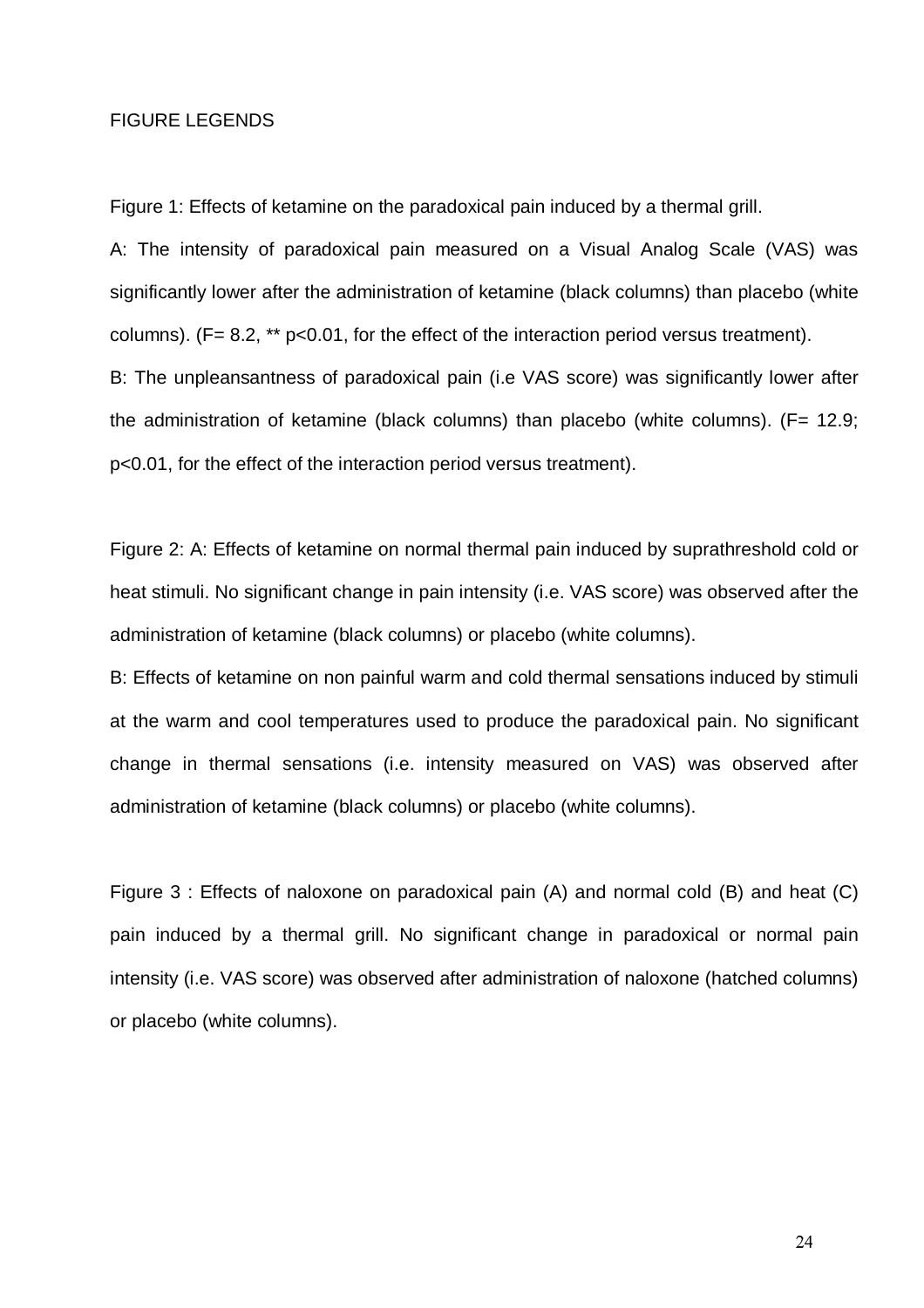FIGURE LEGENDS

Figure 1: Effects of ketamine on the paradoxical pain induced by a thermal grill.

A: The intensity of paradoxical pain measured on a Visual Analog Scale (VAS) was significantly lower after the administration of ketamine (black columns) than placebo (white columns). ($F= 8.2$, ** $p<0.01$, for the effect of the interaction period versus treatment).

B: The unpleansantness of paradoxical pain (i.e VAS score) was significantly lower after the administration of ketamine (black columns) than placebo (white columns). ($F= 12.9$; $p<0.01$, for the effect of the interaction period versus treatment).

Figure 2: A: Effects of ketamine on normal thermal pain induced by suprathreshold cold or heat stimuli. No significant change in pain intensity (i.e. VAS score) was observed after the administration of ketamine (black columns) or placebo (white columns).

B: Effects of ketamine on non painful warm and cold thermal sensations induced by stimuli at the warm and cool temperatures used to produce the paradoxical pain. No significant change in thermal sensations (i.e. intensity measured on VAS) was observed after administration of ketamine (black columns) or placebo (white columns).

Figure 3 : Effects of naloxone on paradoxical pain (A) and normal cold (B) and heat (C) pain induced by a thermal grill. No significant change in paradoxical or normal pain intensity (i.e. VAS score) was observed after administration of naloxone (hatched columns) or placebo (white columns).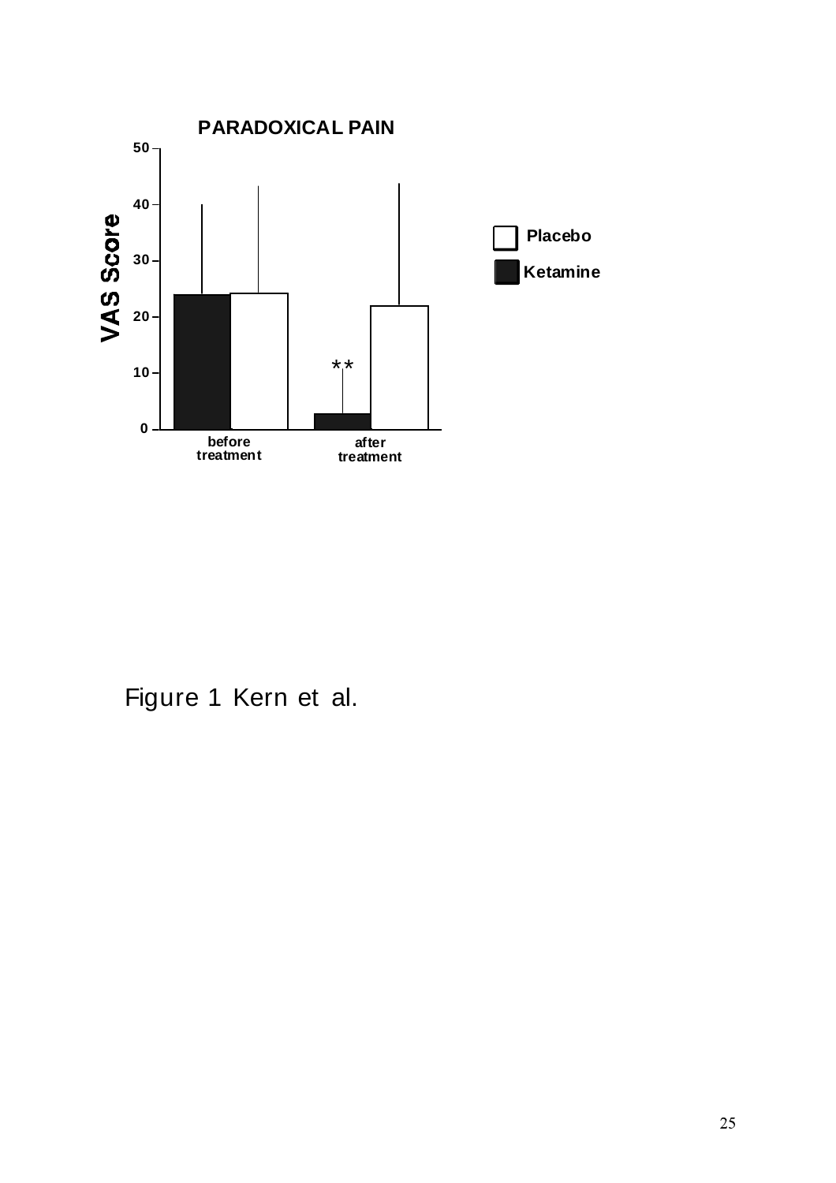Figure 1 Kern et al.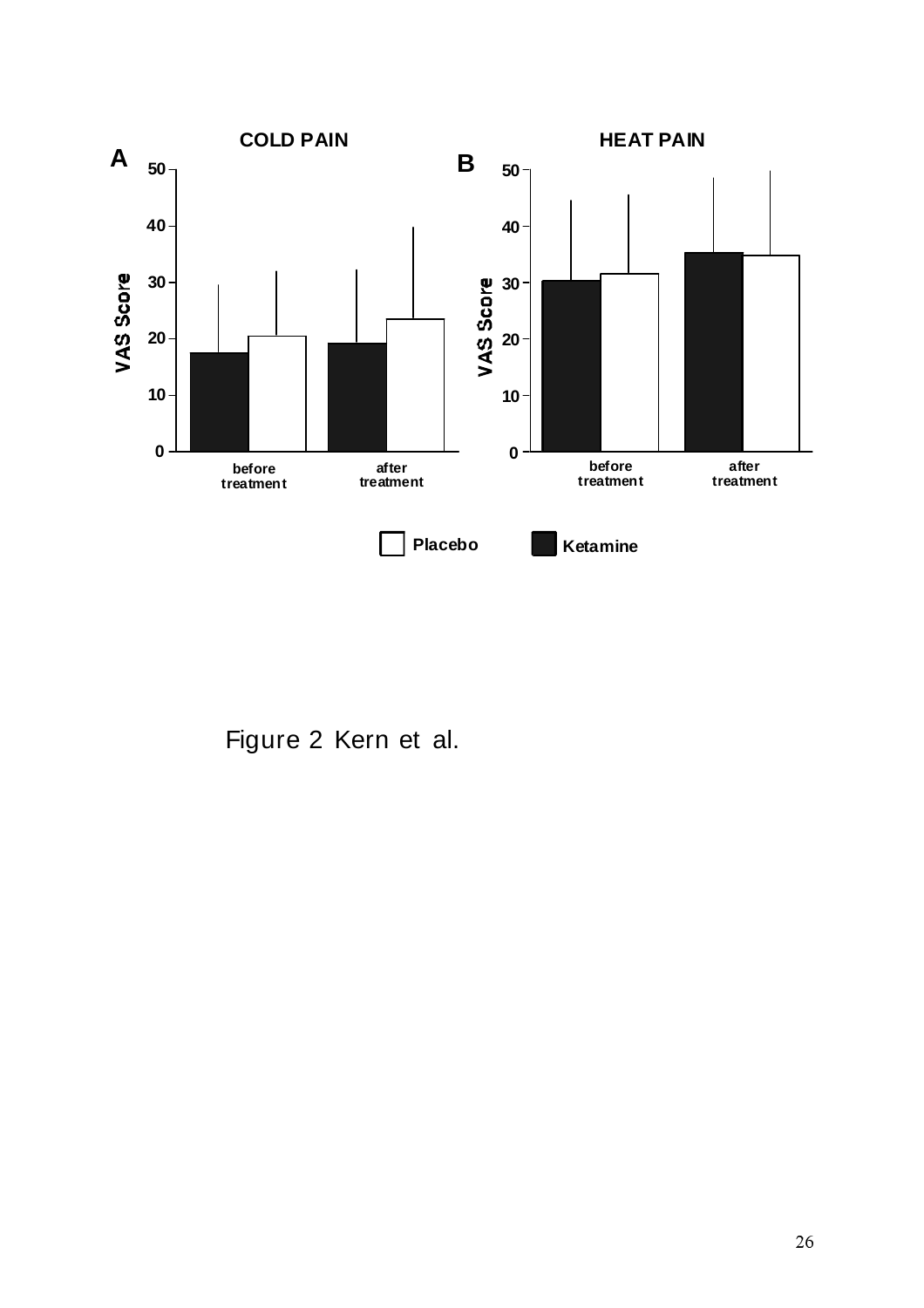Figure 2 Kern et al.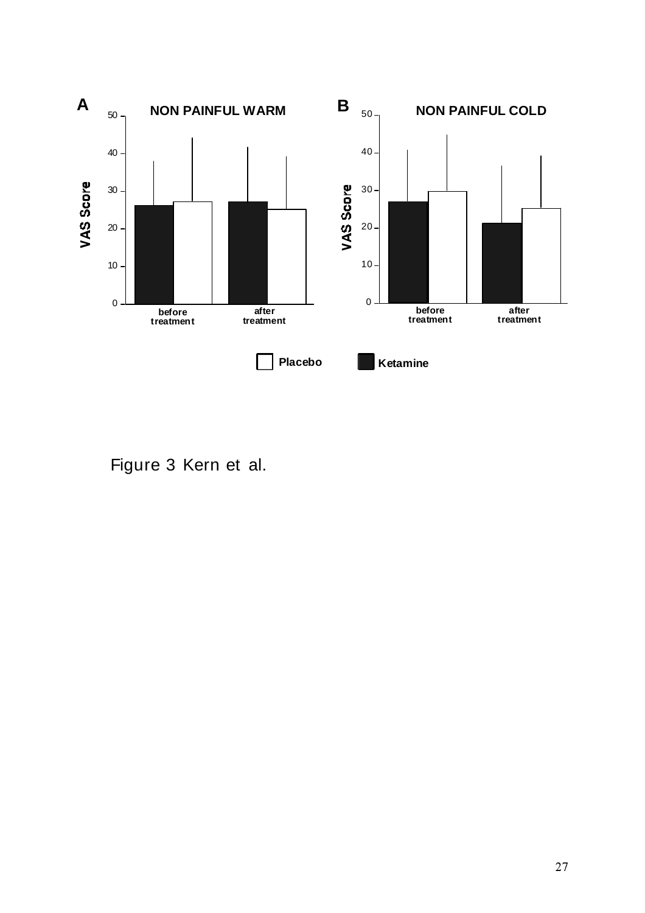Figure 3 Kern et al.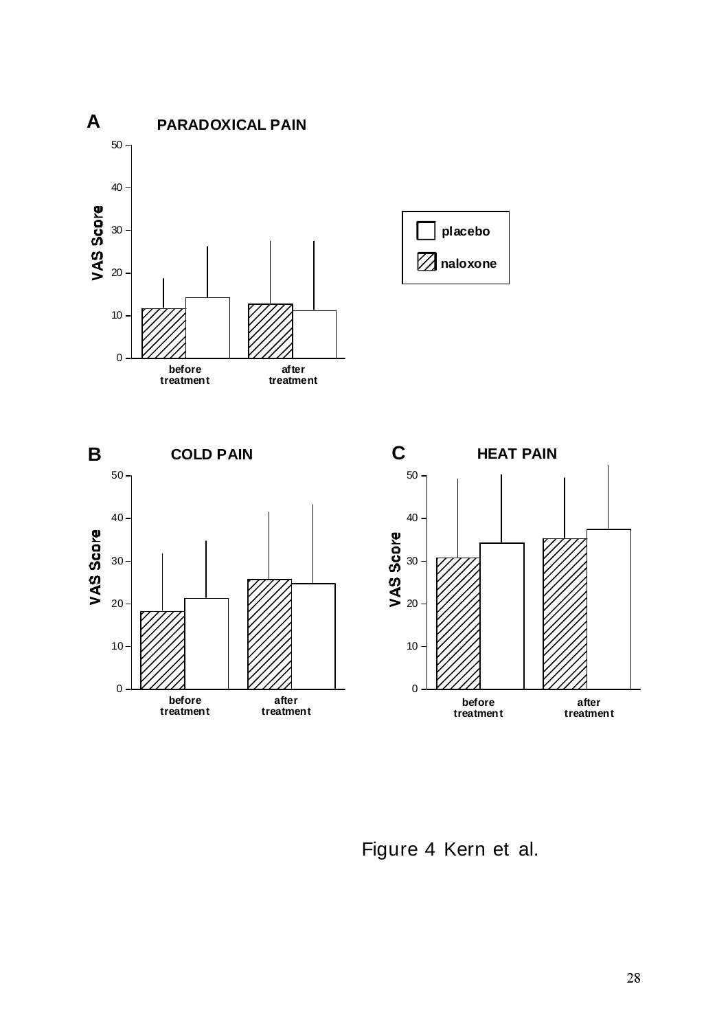A

PARADOXICAL PAIN

50
40
30
20
10
0

VAS Score

before treatment

after treatment

placebo

naloxone

B

COLD PAIN

50
40
30
20
10
0

VAS Score

before treatment

after treatment

C

HEAT PAIN

50
40
30
20
10
0

VAS Score

before treatment

after treatment

Figure 4 Kern et al.